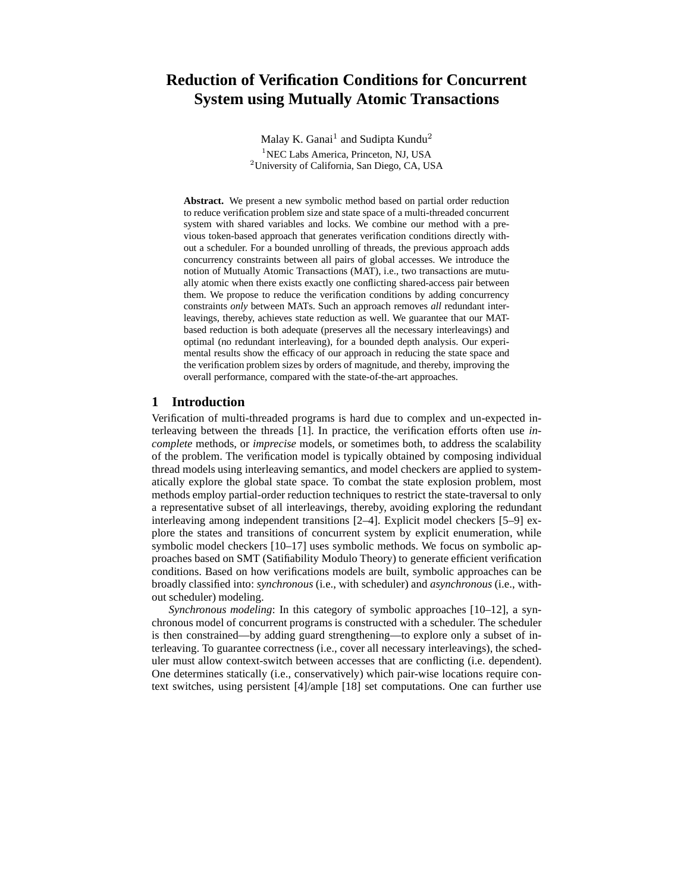# Reduction of Verification Conditions for Concurrent System using Mutually Atomic Transactions

Malay K. Ganai[1] and Sudipta Kundu[2]

[1]NEC Labs America, Princeton, NJ, USA
[2]University of California, San Diego, CA, USA

**Abstract.** We present a new symbolic method based on partial order reduction to reduce verification problem size and state space of a multi-threaded concurrent system with shared variables and locks. We combine our method with a previous token-based approach that generates verification conditions directly without a scheduler. For a bounded unrolling of threads, the previous approach adds concurrency constraints between all pairs of global accesses. We introduce the notion of Mutually Atomic Transactions (MAT), i.e., two transactions are mutually atomic when there exists exactly one conflicting shared-access pair between them. We propose to reduce the verification conditions by adding concurrency constraints *only* between MATs. Such an approach removes *all* redundant interleavings, thereby, achieves state reduction as well. We guarantee that our MAT-based reduction is both adequate (preserves all the necessary interleavings) and optimal (no redundant interleaving), for a bounded depth analysis. Our experimental results show the efficacy of our approach in reducing the state space and the verification problem sizes by orders of magnitude, and thereby, improving the overall performance, compared with the state-of-the-art approaches.

## 1 Introduction

Verification of multi-threaded programs is hard due to complex and un-expected interleaving between the threads [1]. In practice, the verification efforts often use *incomplete* methods, or *imprecise* models, or sometimes both, to address the scalability of the problem. The verification model is typically obtained by composing individual thread models using interleaving semantics, and model checkers are applied to systematically explore the global state space. To combat the state explosion problem, most methods employ partial-order reduction techniques to restrict the state-traversal to only a representative subset of all interleavings, thereby, avoiding exploring the redundant interleaving among independent transitions [2–4]. Explicit model checkers [5–9] explore the states and transitions of concurrent system by explicit enumeration, while symbolic model checkers [10–17] uses symbolic methods. We focus on symbolic approaches based on SMT (Satifiability Modulo Theory) to generate efficient verification conditions. Based on how verifications models are built, symbolic approaches can be broadly classified into: *synchronous* (i.e., with scheduler) and *asynchronous* (i.e., without scheduler) modeling.

*Synchronous modeling*: In this category of symbolic approaches [10–12], a synchronous model of concurrent programs is constructed with a scheduler. The scheduler is then constrained—by adding guard strengthening—to explore only a subset of interleaving. To guarantee correctness (i.e., cover all necessary interleavings), the scheduler must allow context-switch between accesses that are conflicting (i.e. dependent). One determines statically (i.e., conservatively) which pair-wise locations require context switches, using persistent [4]/ample [18] set computations. One can further use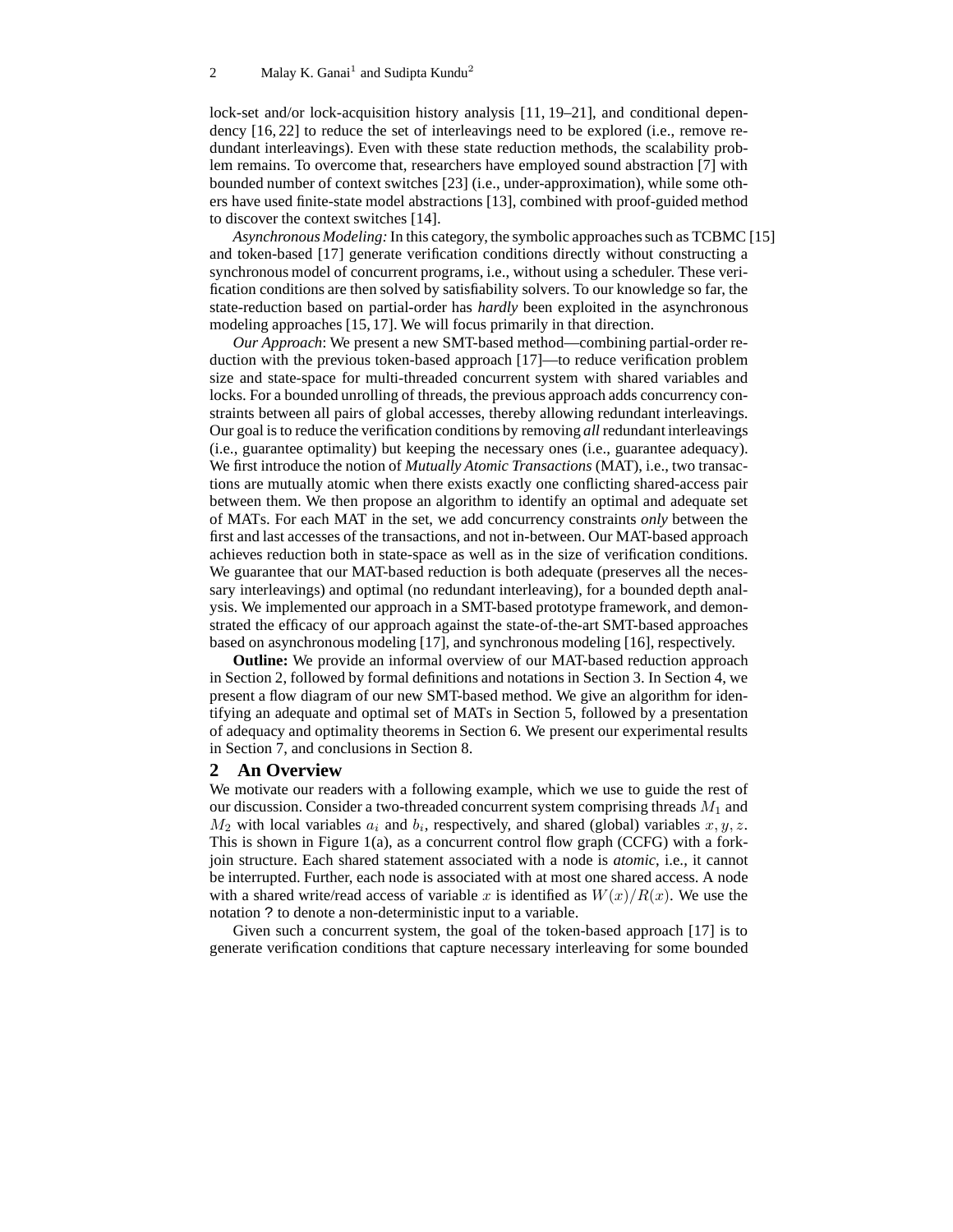lock-set and/or lock-acquisition history analysis [11, 19–21], and conditional dependency [16, 22] to reduce the set of interleavings need to be explored (i.e., remove redundant interleavings). Even with these state reduction methods, the scalability problem remains. To overcome that, researchers have employed sound abstraction [7] with bounded number of context switches [23] (i.e., under-approximation), while some others have used finite-state model abstractions [13], combined with proof-guided method to discover the context switches [14].

*Asynchronous Modeling:* In this category, the symbolic approaches such as TCBMC [15] and token-based [17] generate verification conditions directly without constructing a synchronous model of concurrent programs, i.e., without using a scheduler. These verification conditions are then solved by satisfiability solvers. To our knowledge so far, the state-reduction based on partial-order has *hardly* been exploited in the asynchronous modeling approaches [15, 17]. We will focus primarily in that direction.

*Our Approach*: We present a new SMT-based method—combining partial-order reduction with the previous token-based approach [17]—to reduce verification problem size and state-space for multi-threaded concurrent system with shared variables and locks. For a bounded unrolling of threads, the previous approach adds concurrency constraints between all pairs of global accesses, thereby allowing redundant interleavings. Our goal is to reduce the verification conditions by removing *all* redundant interleavings (i.e., guarantee optimality) but keeping the necessary ones (i.e., guarantee adequacy). We first introduce the notion of *Mutually Atomic Transactions* (MAT), i.e., two transactions are mutually atomic when there exists exactly one conflicting shared-access pair between them. We then propose an algorithm to identify an optimal and adequate set of MATs. For each MAT in the set, we add concurrency constraints *only* between the first and last accesses of the transactions, and not in-between. Our MAT-based approach achieves reduction both in state-space as well as in the size of verification conditions. We guarantee that our MAT-based reduction is both adequate (preserves all the necessary interleavings) and optimal (no redundant interleaving), for a bounded depth analysis. We implemented our approach in a SMT-based prototype framework, and demonstrated the efficacy of our approach against the state-of-the-art SMT-based approaches based on asynchronous modeling [17], and synchronous modeling [16], respectively.

**Outline:** We provide an informal overview of our MAT-based reduction approach in Section 2, followed by formal definitions and notations in Section 3. In Section 4, we present a flow diagram of our new SMT-based method. We give an algorithm for identifying an adequate and optimal set of MATs in Section 5, followed by a presentation of adequacy and optimality theorems in Section 6. We present our experimental results in Section 7, and conclusions in Section 8.

## 2 An Overview

We motivate our readers with a following example, which we use to guide the rest of our discussion. Consider a two-threaded concurrent system comprising threads $M_1$ and $M_2$ with local variables $a_i$ and $b_i$, respectively, and shared (global) variables $x, y, z$. This is shown in Figure 1(a), as a concurrent control flow graph (CCFG) with a fork-join structure. Each shared statement associated with a node is *atomic*, i.e., it cannot be interrupted. Further, each node is associated with at most one shared access. A node with a shared write/read access of variable $x$ is identified as $W(x)/R(x)$. We use the notation ? to denote a non-deterministic input to a variable.

Given such a concurrent system, the goal of the token-based approach [17] is to generate verification conditions that capture necessary interleaving for some bounded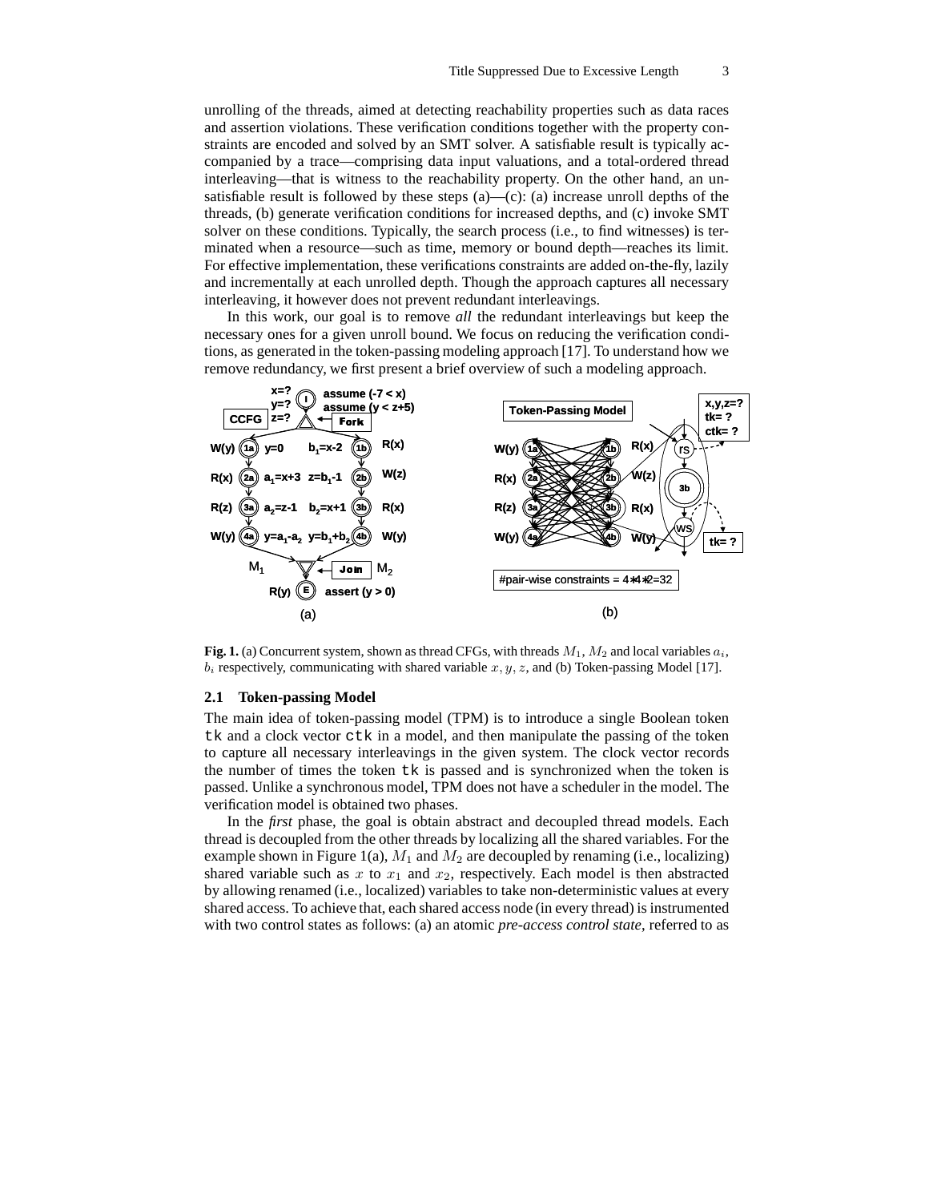unrolling of the threads, aimed at detecting reachability properties such as data races and assertion violations. These verification conditions together with the property constraints are encoded and solved by an SMT solver. A satisfiable result is typically accompanied by a trace—comprising data input valuations, and a total-ordered thread interleaving—that is witness to the reachability property. On the other hand, an unsatisfiable result is followed by these steps (a)—(c): (a) increase unroll depths of the threads, (b) generate verification conditions for increased depths, and (c) invoke SMT solver on these conditions. Typically, the search process (i.e., to find witnesses) is terminated when a resource—such as time, memory or bound depth—reaches its limit. For effective implementation, these verifications constraints are added on-the-fly, lazily and incrementally at each unrolled depth. Though the approach captures all necessary interleaving, it however does not prevent redundant interleavings.

In this work, our goal is to remove *all* the redundant interleavings but keep the necessary ones for a given unroll bound. We focus on reducing the verification conditions, as generated in the token-passing modeling approach [17]. To understand how we remove redundancy, we first present a brief overview of such a modeling approach.

**Fig. 1.** (a) Concurrent system, shown as thread CFGs, with threads $M_1$, $M_2$ and local variables $a_i$, $b_i$ respectively, communicating with shared variable $x, y, z$, and (b) Token-passing Model [17].

### 2.1 Token-passing Model

The main idea of token-passing model (TPM) is to introduce a single Boolean token `tk` and a clock vector `ctk` in a model, and then manipulate the passing of the token to capture all necessary interleavings in the given system. The clock vector records the number of times the token `tk` is passed and is synchronized when the token is passed. Unlike a synchronous model, TPM does not have a scheduler in the model. The verification model is obtained two phases.

In the *first* phase, the goal is obtain abstract and decoupled thread models. Each thread is decoupled from the other threads by localizing all the shared variables. For the example shown in Figure 1(a), $M_1$ and $M_2$ are decoupled by renaming (i.e., localizing) shared variable such as $x$ to $x_1$ and $x_2$, respectively. Each model is then abstracted by allowing renamed (i.e., localized) variables to take non-deterministic values at every shared access. To achieve that, each shared access node (in every thread) is instrumented with two control states as follows: (a) an atomic *pre-access control state*, referred to as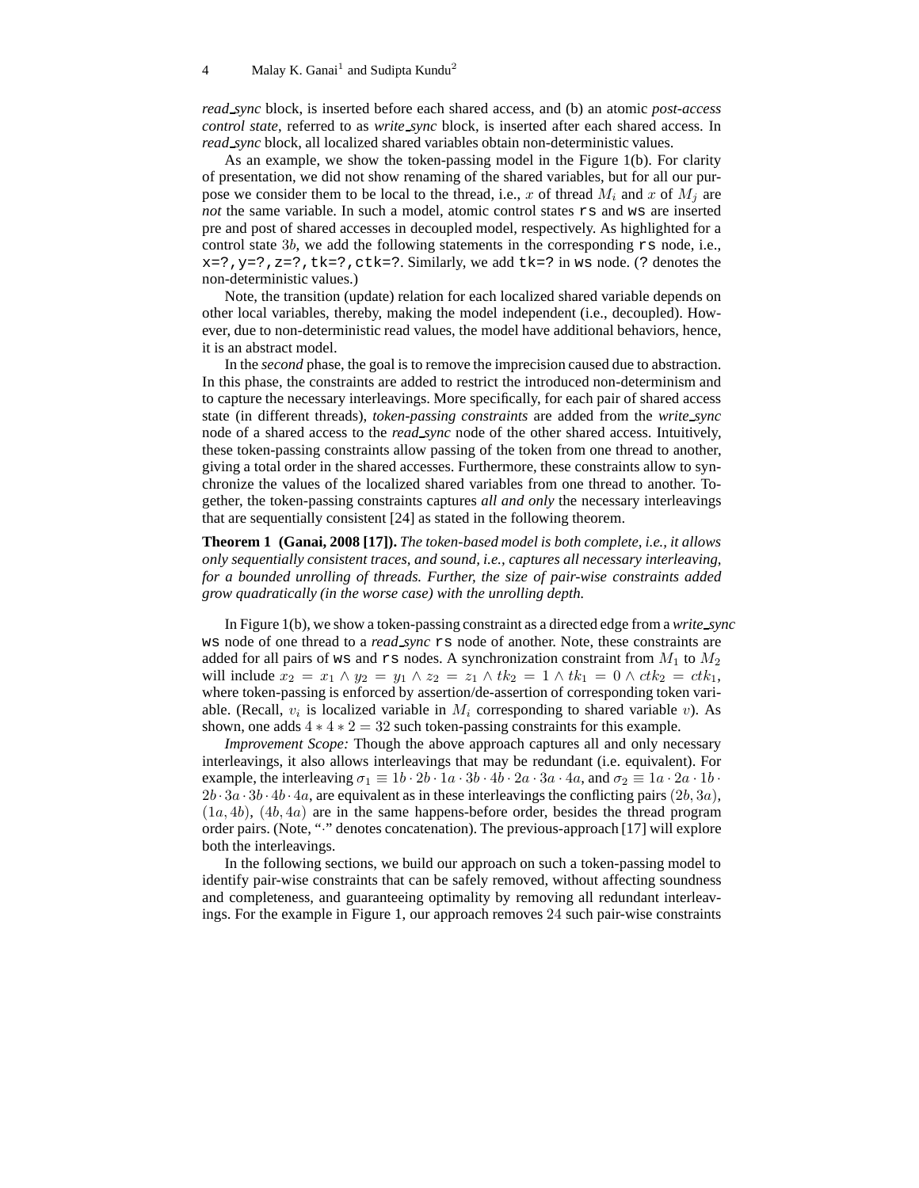*read_sync* block, is inserted before each shared access, and (b) an atomic *post-access control state*, referred to as *write_sync* block, is inserted after each shared access. In *read_sync* block, all localized shared variables obtain non-deterministic values.

As an example, we show the token-passing model in the Figure 1(b). For clarity of presentation, we did not show renaming of the shared variables, but for all our purpose we consider them to be local to the thread, i.e., $x$ of thread $M_i$ and $x$ of $M_j$ are *not* the same variable. In such a model, atomic control states `rs` and `ws` are inserted pre and post of shared accesses in decoupled model, respectively. As highlighted for a control state $3b$, we add the following statements in the corresponding `rs` node, i.e., `x=?,y=?,z=?,tk=?,ctk=?`. Similarly, we add `tk=?` in `ws` node. (`?` denotes the non-deterministic values.)

Note, the transition (update) relation for each localized shared variable depends on other local variables, thereby, making the model independent (i.e., decoupled). However, due to non-deterministic read values, the model have additional behaviors, hence, it is an abstract model.

In the *second* phase, the goal is to remove the imprecision caused due to abstraction. In this phase, the constraints are added to restrict the introduced non-determinism and to capture the necessary interleavings. More specifically, for each pair of shared access state (in different threads), *token-passing constraints* are added from the *write_sync* node of a shared access to the *read_sync* node of the other shared access. Intuitively, these token-passing constraints allow passing of the token from one thread to another, giving a total order in the shared accesses. Furthermore, these constraints allow to synchronize the values of the localized shared variables from one thread to another. Together, the token-passing constraints captures *all and only* the necessary interleavings that are sequentially consistent [24] as stated in the following theorem.

**Theorem 1 (Ganai, 2008 [17]).** *The token-based model is both complete, i.e., it allows only sequentially consistent traces, and sound, i.e., captures all necessary interleaving, for a bounded unrolling of threads. Further, the size of pair-wise constraints added grow quadratically (in the worse case) with the unrolling depth.*

In Figure 1(b), we show a token-passing constraint as a directed edge from a *write_sync* `ws` node of one thread to a *read_sync* `rs` node of another. Note, these constraints are added for all pairs of `ws` and `rs` nodes. A synchronization constraint from $M_1$ to $M_2$ will include $x_2 = x_1 \wedge y_2 = y_1 \wedge z_2 = z_1 \wedge tk_2 = 1 \wedge tk_1 = 0 \wedge ctk_2 = ctk_1$, where token-passing is enforced by assertion/de-assertion of corresponding token variable. (Recall, $v_i$ is localized variable in $M_i$ corresponding to shared variable $v$). As shown, one adds $4 * 4 * 2 = 32$ such token-passing constraints for this example.

*Improvement Scope:* Though the above approach captures all and only necessary interleavings, it also allows interleavings that may be redundant (i.e. equivalent). For example, the interleaving $\sigma_1 \equiv 1b \cdot 2b \cdot 1a \cdot 3b \cdot 4b \cdot 2a \cdot 3a \cdot 4a$, and $\sigma_2 \equiv 1a \cdot 2a \cdot 1b \cdot 2b \cdot 3a \cdot 3b \cdot 4b \cdot 4a$, are equivalent as in these interleavings the conflicting pairs $(2b, 3a)$, $(1a, 4b)$, $(4b, 4a)$ are in the same happens-before order, besides the thread program order pairs. (Note, "$\cdot$" denotes concatenation). The previous-approach [17] will explore both the interleavings.

In the following sections, we build our approach on such a token-passing model to identify pair-wise constraints that can be safely removed, without affecting soundness and completeness, and guaranteeing optimality by removing all redundant interleavings. For the example in Figure 1, our approach removes $24$ such pair-wise constraints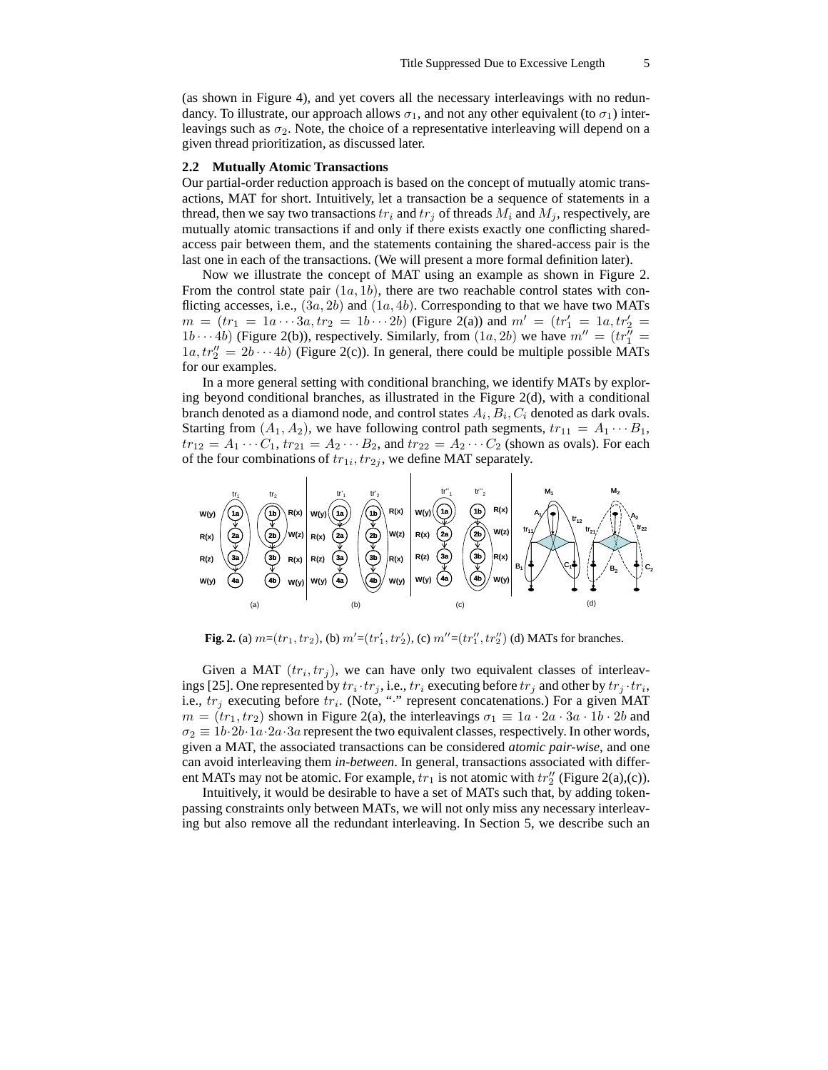(as shown in Figure 4), and yet covers all the necessary interleavings with no redundancy. To illustrate, our approach allows $\sigma_1$, and not any other equivalent (to $\sigma_1$) interleavings such as $\sigma_2$. Note, the choice of a representative interleaving will depend on a given thread prioritization, as discussed later.

### 2.2 Mutually Atomic Transactions

Our partial-order reduction approach is based on the concept of mutually atomic transactions, MAT for short. Intuitively, let a transaction be a sequence of statements in a thread, then we say two transactions $tr_i$ and $tr_j$ of threads $M_i$ and $M_j$, respectively, are mutually atomic transactions if and only if there exists exactly one conflicting shared-access pair between them, and the statements containing the shared-access pair is the last one in each of the transactions. (We will present a more formal definition later).

Now we illustrate the concept of MAT using an example as shown in Figure 2. From the control state pair $(1a, 1b)$, there are two reachable control states with conflicting accesses, i.e., $(3a, 2b)$ and $(1a, 4b)$. Corresponding to that we have two MATs $m = (tr_1 = 1a \cdots 3a, tr_2 = 1b \cdots 2b)$ (Figure 2(a)) and $m' = (tr'_1 = 1a, tr'_2 = 1b \cdots 4b)$ (Figure 2(b)), respectively. Similarly, from $(1a, 2b)$ we have $m'' = (tr''_1 = 1a, tr''_2 = 2b \cdots 4b)$ (Figure 2(c)). In general, there could be multiple possible MATs for our examples.

In a more general setting with conditional branching, we identify MATs by exploring beyond conditional branches, as illustrated in the Figure 2(d), with a conditional branch denoted as a diamond node, and control states $A_i, B_i, C_i$ denoted as dark ovals. Starting from $(A_1, A_2)$, we have following control path segments, $tr_{11} = A_1 \cdots B_1$, $tr_{12} = A_1 \cdots C_1$, $tr_{21} = A_2 \cdots B_2$, and $tr_{22} = A_2 \cdots C_2$ (shown as ovals). For each of the four combinations of $tr_{1i}, tr_{2j}$, we define MAT separately.

**Fig. 2.** (a) $m$=$(tr_1, tr_2)$, (b) $m'$=$(tr'_1, tr'_2)$, (c) $m''$=$(tr''_1, tr''_2)$ (d) MATs for branches.

Given a MAT $(tr_i, tr_j)$, we can have only two equivalent classes of interleavings [25]. One represented by $tr_i \cdot tr_j$, i.e., $tr_i$ executing before $tr_j$ and other by $tr_j \cdot tr_i$, i.e., $tr_j$ executing before $tr_i$. (Note, "$\cdot$" represent concatenations.) For a given MAT $m = (tr_1, tr_2)$ shown in Figure 2(a), the interleavings $\sigma_1 \equiv 1a \cdot 2a \cdot 3a \cdot 1b \cdot 2b$ and $\sigma_2 \equiv 1b \cdot 2b \cdot 1a \cdot 2a \cdot 3a$ represent the two equivalent classes, respectively. In other words, given a MAT, the associated transactions can be considered *atomic pair-wise*, and one can avoid interleaving them *in-between*. In general, transactions associated with different MATs may not be atomic. For example, $tr_1$ is not atomic with $tr''_2$ (Figure 2(a),(c)).

Intuitively, it would be desirable to have a set of MATs such that, by adding token-passing constraints only between MATs, we will not only miss any necessary interleaving but also remove all the redundant interleaving. In Section 5, we describe such an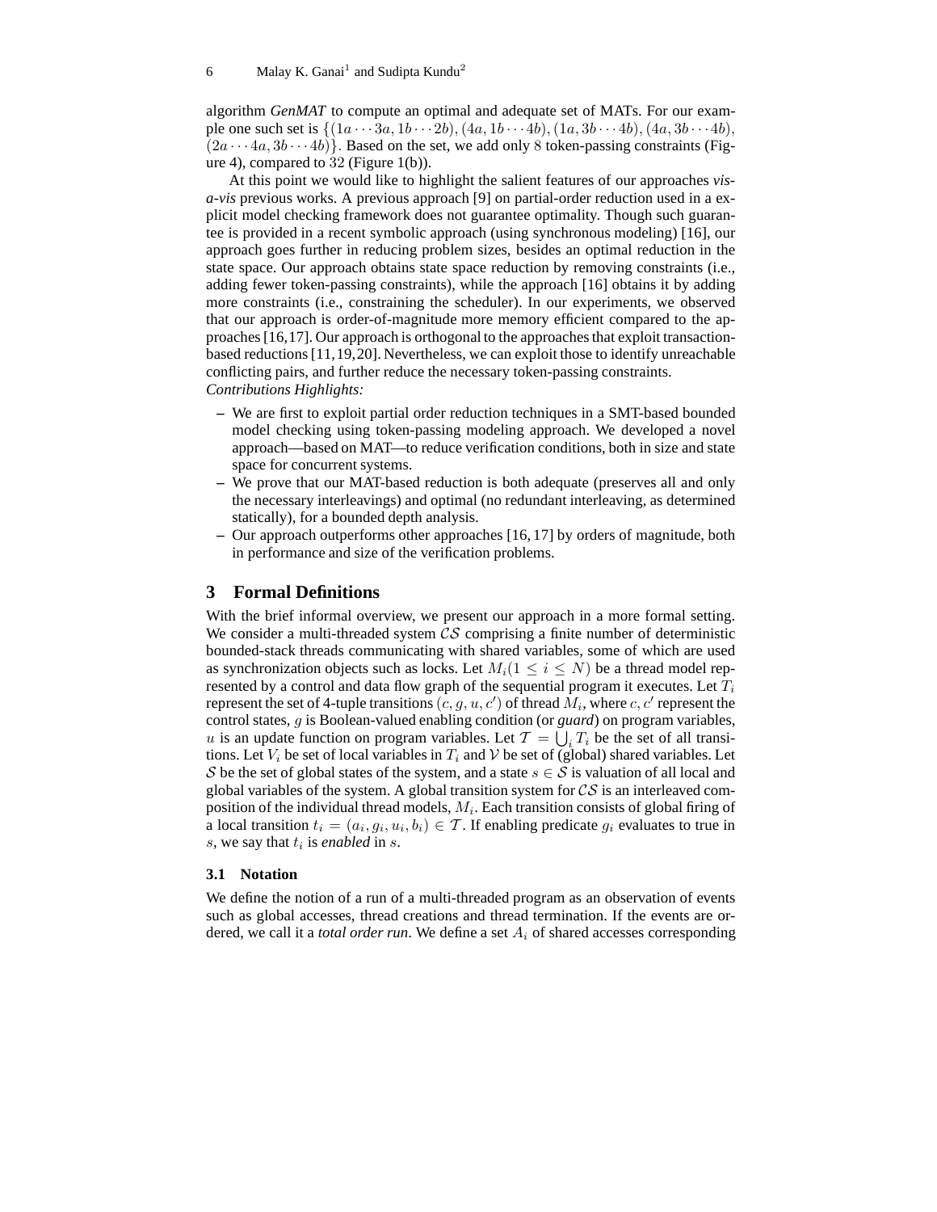algorithm *GenMAT* to compute an optimal and adequate set of MATs. For our example one such set is $\{(1a \cdots 3a, 1b \cdots 2b), (4a, 1b \cdots 4b), (1a, 3b \cdots 4b), (4a, 3b \cdots 4b), (2a \cdots 4a, 3b \cdots 4b)\}$. Based on the set, we add only $8$ token-passing constraints (Figure 4), compared to $32$ (Figure 1(b)).

At this point we would like to highlight the salient features of our approaches *vis-a-vis* previous works. A previous approach [9] on partial-order reduction used in a explicit model checking framework does not guarantee optimality. Though such guarantee is provided in a recent symbolic approach (using synchronous modeling) [16], our approach goes further in reducing problem sizes, besides an optimal reduction in the state space. Our approach obtains state space reduction by removing constraints (i.e., adding fewer token-passing constraints), while the approach [16] obtains it by adding more constraints (i.e., constraining the scheduler). In our experiments, we observed that our approach is order-of-magnitude more memory efficient compared to the approaches [16,17]. Our approach is orthogonal to the approaches that exploit transaction-based reductions [11,19,20]. Nevertheless, we can exploit those to identify unreachable conflicting pairs, and further reduce the necessary token-passing constraints.
*Contributions Highlights:*

- We are first to exploit partial order reduction techniques in a SMT-based bounded model checking using token-passing modeling approach. We developed a novel approach—based on MAT—to reduce verification conditions, both in size and state space for concurrent systems.
- We prove that our MAT-based reduction is both adequate (preserves all and only the necessary interleavings) and optimal (no redundant interleaving, as determined statically), for a bounded depth analysis.
- Our approach outperforms other approaches [16, 17] by orders of magnitude, both in performance and size of the verification problems.

## 3 Formal Definitions

With the brief informal overview, we present our approach in a more formal setting. We consider a multi-threaded system $\mathcal{CS}$ comprising a finite number of deterministic bounded-stack threads communicating with shared variables, some of which are used as synchronization objects such as locks. Let $M_i (1 \leq i \leq N)$ be a thread model represented by a control and data flow graph of the sequential program it executes. Let $T_i$ represent the set of 4-tuple transitions $(c, g, u, c')$ of thread $M_i$, where $c, c'$ represent the control states, $g$ is Boolean-valued enabling condition (or *guard*) on program variables, $u$ is an update function on program variables. Let $\mathcal{T} = \bigcup_i T_i$ be the set of all transitions. Let $V_i$ be set of local variables in $T_i$ and $\mathcal{V}$ be set of (global) shared variables. Let $\mathcal{S}$ be the set of global states of the system, and a state $s \in \mathcal{S}$ is valuation of all local and global variables of the system. A global transition system for $\mathcal{CS}$ is an interleaved composition of the individual thread models, $M_i$. Each transition consists of global firing of a local transition $t_i = (a_i, g_i, u_i, b_i) \in \mathcal{T}$. If enabling predicate $g_i$ evaluates to true in $s$, we say that $t_i$ is *enabled* in $s$.

### 3.1 Notation

We define the notion of a run of a multi-threaded program as an observation of events such as global accesses, thread creations and thread termination. If the events are ordered, we call it a *total order run*. We define a set $A_i$ of shared accesses corresponding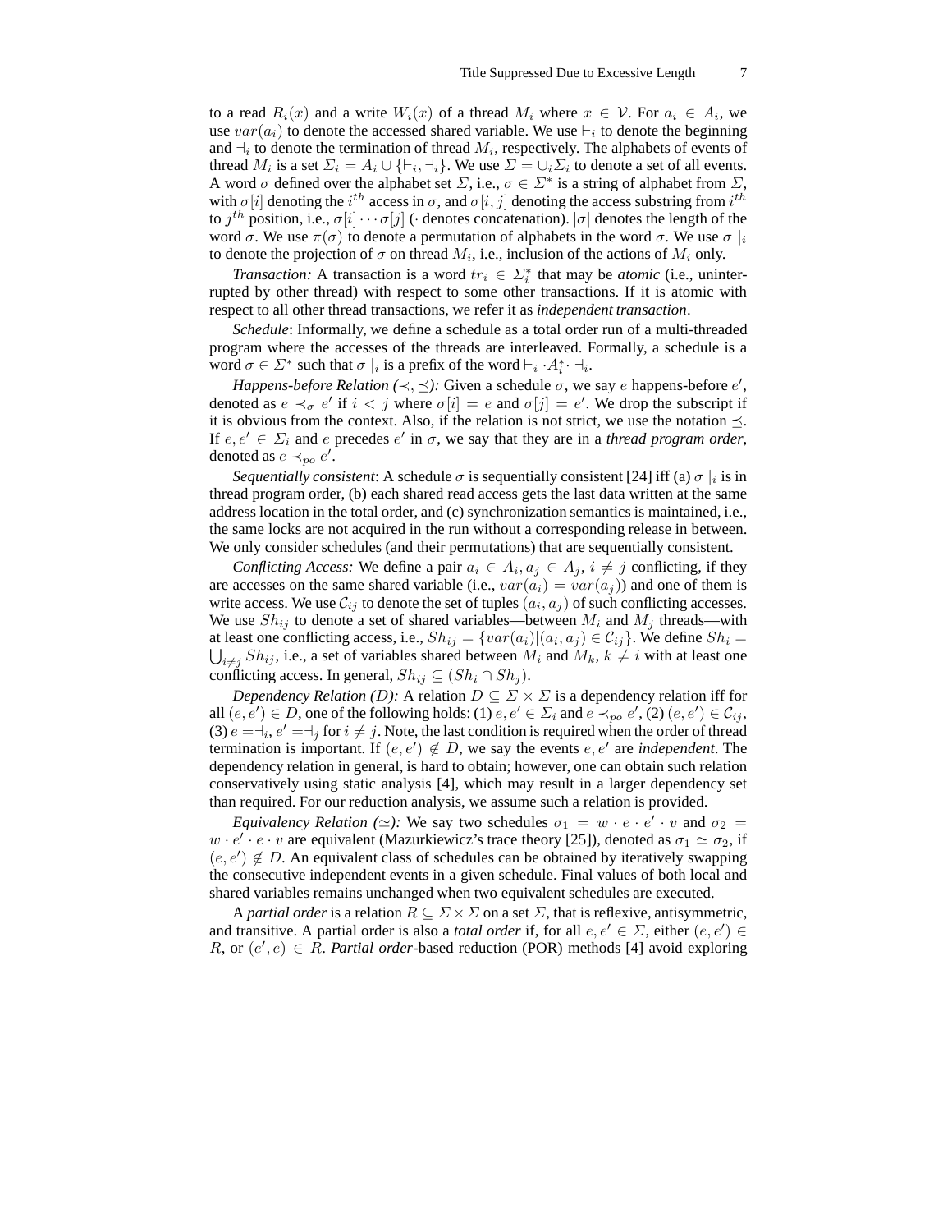to a read $R_i(x)$ and a write $W_i(x)$ of a thread $M_i$ where $x \in \mathcal{V}$. For $a_i \in A_i$, we use $var(a_i)$ to denote the accessed shared variable. We use $\vdash_i$ to denote the beginning and $\dashv_i$ to denote the termination of thread $M_i$, respectively. The alphabets of events of thread $M_i$ is a set $\Sigma_i = A_i \cup \{\vdash_i, \dashv_i\}$. We use $\Sigma = \cup_i \Sigma_i$ to denote a set of all events. A word $\sigma$ defined over the alphabet set $\Sigma$, i.e., $\sigma \in \Sigma^*$ is a string of alphabet from $\Sigma$, with $\sigma[i]$ denoting the $i^{th}$ access in $\sigma$, and $\sigma[i, j]$ denoting the access substring from $i^{th}$ to $j^{th}$ position, i.e., $\sigma[i] \cdots \sigma[j]$ ($\cdot$ denotes concatenation). $|\sigma|$ denotes the length of the word $\sigma$. We use $\pi(\sigma)$ to denote a permutation of alphabets in the word $\sigma$. We use $\sigma \mid_i$ to denote the projection of $\sigma$ on thread $M_i$, i.e., inclusion of the actions of $M_i$ only.

*Transaction:* A transaction is a word $tr_i \in \Sigma_i^*$ that may be *atomic* (i.e., uninterrupted by other thread) with respect to some other transactions. If it is atomic with respect to all other thread transactions, we refer it as *independent transaction*.

*Schedule*: Informally, we define a schedule as a total order run of a multi-threaded program where the accesses of the threads are interleaved. Formally, a schedule is a word $\sigma \in \Sigma^*$ such that $\sigma \mid_i$ is a prefix of the word $\vdash_i \cdot A_i^* \cdot \dashv_i$.

*Happens-before Relation ($\prec, \preceq$):* Given a schedule $\sigma$, we say $e$ happens-before $e'$, denoted as $e \prec_\sigma e'$ if $i < j$ where $\sigma[i] = e$ and $\sigma[j] = e'$. We drop the subscript if it is obvious from the context. Also, if the relation is not strict, we use the notation $\preceq$. If $e, e' \in \Sigma_i$ and $e$ precedes $e'$ in $\sigma$, we say that they are in a *thread program order*, denoted as $e \prec_{po} e'$.

*Sequentially consistent*: A schedule $\sigma$ is sequentially consistent [24] iff (a) $\sigma \mid_i$ is in thread program order, (b) each shared read access gets the last data written at the same address location in the total order, and (c) synchronization semantics is maintained, i.e., the same locks are not acquired in the run without a corresponding release in between. We only consider schedules (and their permutations) that are sequentially consistent.

*Conflicting Access:* We define a pair $a_i \in A_i, a_j \in A_j$, $i \neq j$ conflicting, if they are accesses on the same shared variable (i.e., $var(a_i) = var(a_j)$) and one of them is write access. We use $\mathcal{C}_{ij}$ to denote the set of tuples $(a_i, a_j)$ of such conflicting accesses. We use $Sh_{ij}$ to denote a set of shared variables—between $M_i$ and $M_j$ threads—with at least one conflicting access, i.e., $Sh_{ij} = \{var(a_i) | (a_i, a_j) \in \mathcal{C}_{ij}\}$. We define $Sh_i = \bigcup_{i \neq j} Sh_{ij}$, i.e., a set of variables shared between $M_i$ and $M_k$, $k \neq i$ with at least one conflicting access. In general, $Sh_{ij} \subseteq (Sh_i \cap Sh_j)$.

*Dependency Relation ($D$):* A relation $D \subseteq \Sigma \times \Sigma$ is a dependency relation iff for all $(e, e') \in D$, one of the following holds: (1) $e, e' \in \Sigma_i$ and $e \prec_{po} e'$, (2) $(e, e') \in \mathcal{C}_{ij}$, (3) $e = \dashv_i, e' = \dashv_j$ for $i \neq j$. Note, the last condition is required when the order of thread termination is important. If $(e, e') \notin D$, we say the events $e, e'$ are *independent*. The dependency relation in general, is hard to obtain; however, one can obtain such relation conservatively using static analysis [4], which may result in a larger dependency set than required. For our reduction analysis, we assume such a relation is provided.

*Equivalency Relation ($\simeq$):* We say two schedules $\sigma_1 = w \cdot e \cdot e' \cdot v$ and $\sigma_2 = w \cdot e' \cdot e \cdot v$ are equivalent (Mazurkiewicz's trace theory [25]), denoted as $\sigma_1 \simeq \sigma_2$, if $(e, e') \notin D$. An equivalent class of schedules can be obtained by iteratively swapping the consecutive independent events in a given schedule. Final values of both local and shared variables remains unchanged when two equivalent schedules are executed.

A *partial order* is a relation $R \subseteq \Sigma \times \Sigma$ on a set $\Sigma$, that is reflexive, antisymmetric, and transitive. A partial order is also a *total order* if, for all $e, e' \in \Sigma$, either $(e, e') \in R$, or $(e', e) \in R$. *Partial order*-based reduction (POR) methods [4] avoid exploring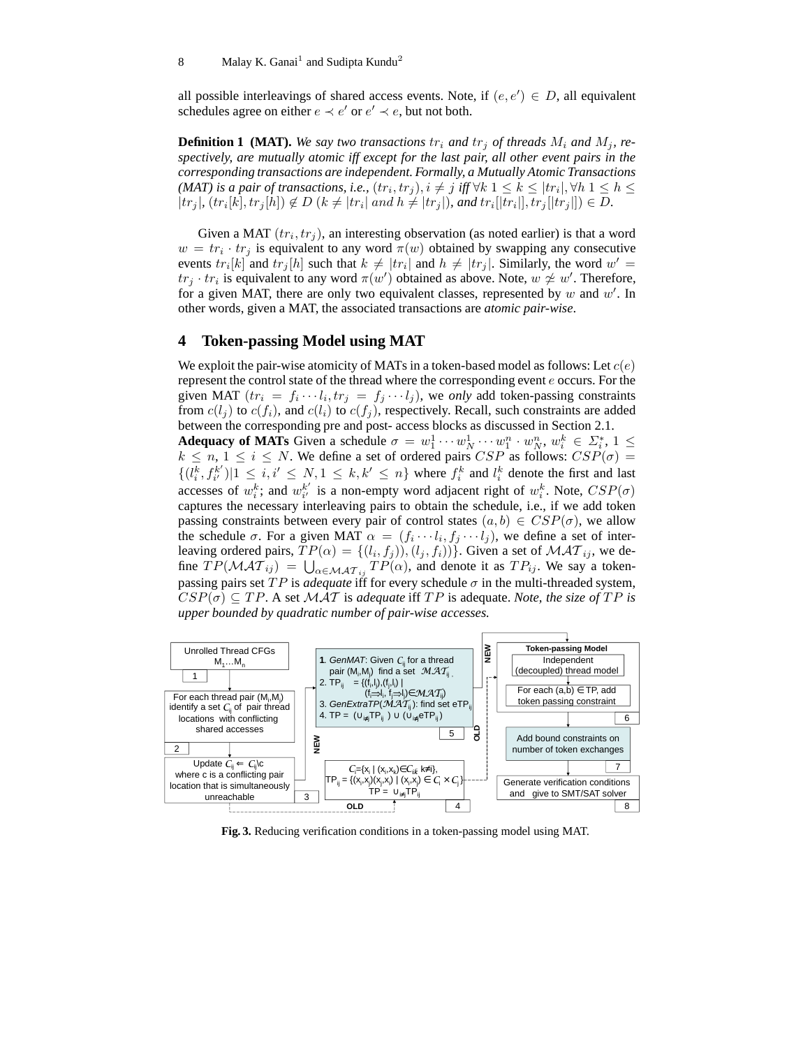all possible interleavings of shared access events. Note, if $(e, e') \in D$, all equivalent schedules agree on either $e \prec e'$ or $e' \prec e$, but not both.

**Definition 1 (MAT).** *We say two transactions $tr_i$ and $tr_j$ of threads $M_i$ and $M_j$, respectively, are mutually atomic iff except for the last pair, all other event pairs in the corresponding transactions are independent. Formally, a Mutually Atomic Transactions (MAT) is a pair of transactions, i.e., $(tr_i, tr_j), i \neq j$ iff $\forall k\ 1 \leq k \leq |tr_i|, \forall h\ 1 \leq h \leq |tr_j|$, $(tr_i[k], tr_j[h]) \notin D$ $(k \neq |tr_i|$ and $h \neq |tr_j|)$, and $tr_i[|tr_i|], tr_j[|tr_j|]) \in D$.*

Given a MAT $(tr_i, tr_j)$, an interesting observation (as noted earlier) is that a word $w = tr_i \cdot tr_j$ is equivalent to any word $\pi(w)$ obtained by swapping any consecutive events $tr_i[k]$ and $tr_j[h]$ such that $k \neq |tr_i|$ and $h \neq |tr_j|$. Similarly, the word $w' = tr_j \cdot tr_i$ is equivalent to any word $\pi(w')$ obtained as above. Note, $w \not\simeq w'$. Therefore, for a given MAT, there are only two equivalent classes, represented by $w$ and $w'$. In other words, given a MAT, the associated transactions are *atomic pair-wise*.

## 4 Token-passing Model using MAT

We exploit the pair-wise atomicity of MATs in a token-based model as follows: Let $c(e)$ represent the control state of the thread where the corresponding event $e$ occurs. For the given MAT $(tr_i = f_i \cdots l_i, tr_j = f_j \cdots l_j)$, we *only* add token-passing constraints from $c(l_j)$ to $c(f_i)$, and $c(l_i)$ to $c(f_j)$, respectively. Recall, such constraints are added between the corresponding pre and post- access blocks as discussed in Section 2.1.

**Adequacy of MATs** Given a schedule $\sigma = w_1^1 \cdots w_N^1 \cdots w_1^n \cdot w_N^n$, $w_i^k \in \Sigma_i^*$, $1 \leq k \leq n$, $1 \leq i \leq N$. We define a set of ordered pairs $CSP$ as follows: $CSP(\sigma) = \{(l_i^k, f_{i'}^{k'}) | 1 \leq i, i' \leq N, 1 \leq k, k' \leq n\}$ where $f_i^k$ and $l_i^k$ denote the first and last accesses of $w_i^k$; and $w_{i'}^{k'}$ is a non-empty word adjacent right of $w_i^k$. Note, $CSP(\sigma)$ captures the necessary interleaving pairs to obtain the schedule, i.e., if we add token passing constraints between every pair of control states $(a, b) \in CSP(\sigma)$, we allow the schedule $\sigma$. For a given MAT $\alpha = (f_i \cdots l_i, f_j \cdots l_j)$, we define a set of interleaving ordered pairs, $TP(\alpha) = \{(l_i, f_j)), (l_j, f_i))\}$. Given a set of $\mathcal{MAT}_{ij}$, we define $TP(\mathcal{MAT}_{ij}) = \bigcup_{\alpha \in \mathcal{MAT}_{ij}} TP(\alpha)$, and denote it as $TP_{ij}$. We say a token-passing pairs set $TP$ is *adequate* iff for every schedule $\sigma$ in the multi-threaded system, $CSP(\sigma) \subseteq TP$. A set $\mathcal{MAT}$ is *adequate* iff $TP$ is adequate. *Note, the size of $TP$ is upper bounded by quadratic number of pair-wise accesses.*

**Fig. 3.** Reducing verification conditions in a token-passing model using MAT.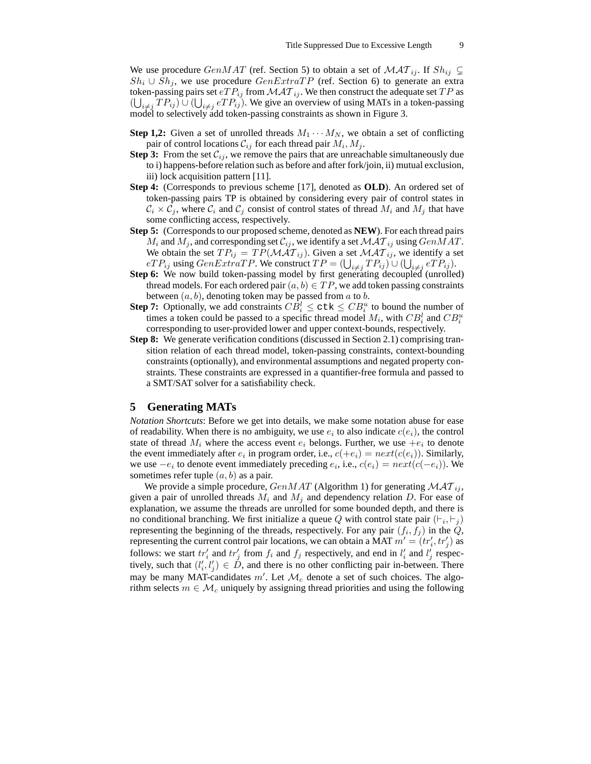We use procedure $GenMAT$ (ref. Section 5) to obtain a set of $\mathcal{MAT}_{ij}$. If $Sh_{ij} \subsetneq Sh_i \cup Sh_j$, we use procedure $GenExtraTP$ (ref. Section 6) to generate an extra token-passing pairs set $eTP_{ij}$ from $\mathcal{MAT}_{ij}$. We then construct the adequate set $TP$ as $(\bigcup_{i \neq j} TP_{ij}) \cup (\bigcup_{i \neq j} eTP_{ij})$. We give an overview of using MATs in a token-passing model to selectively add token-passing constraints as shown in Figure 3.

**Step 1,2:** Given a set of unrolled threads $M_1 \cdots M_N$, we obtain a set of conflicting pair of control locations $\mathcal{C}_{ij}$ for each thread pair $M_i, M_j$.

**Step 3:** From the set $\mathcal{C}_{ij}$, we remove the pairs that are unreachable simultaneously due to i) happens-before relation such as before and after fork/join, ii) mutual exclusion, iii) lock acquisition pattern [11].

**Step 4:** (Corresponds to previous scheme [17], denoted as **OLD**). An ordered set of token-passing pairs TP is obtained by considering every pair of control states in $\mathcal{C}_i \times \mathcal{C}_j$, where $\mathcal{C}_i$ and $\mathcal{C}_j$ consist of control states of thread $M_i$ and $M_j$ that have some conflicting access, respectively.

**Step 5:** (Corresponds to our proposed scheme, denoted as **NEW**). For each thread pairs $M_i$ and $M_j$, and corresponding set $\mathcal{C}_{ij}$, we identify a set $\mathcal{MAT}_{ij}$ using $GenMAT$. We obtain the set $TP_{ij} = TP(\mathcal{MAT}_{ij})$. Given a set $\mathcal{MAT}_{ij}$, we identify a set $eTP_{ij}$ using $GenExtraTP$. We construct $TP = (\bigcup_{i \neq j} TP_{ij}) \cup (\bigcup_{i \neq j} eTP_{ij})$.

**Step 6:** We now build token-passing model by first generating decoupled (unrolled) thread models. For each ordered pair $(a, b) \in TP$, we add token passing constraints between $(a, b)$, denoting token may be passed from $a$ to $b$.

**Step 7:** Optionally, we add constraints $CB_i^l \leq \texttt{ctk} \leq CB_i^u$ to bound the number of times a token could be passed to a specific thread model $M_i$, with $CB_i^l$ and $CB_i^u$ corresponding to user-provided lower and upper context-bounds, respectively.

**Step 8:** We generate verification conditions (discussed in Section 2.1) comprising transition relation of each thread model, token-passing constraints, context-bounding constraints (optionally), and environmental assumptions and negated property constraints. These constraints are expressed in a quantifier-free formula and passed to a SMT/SAT solver for a satisfiability check.

## 5 Generating MATs

*Notation Shortcuts*: Before we get into details, we make some notation abuse for ease of readability. When there is no ambiguity, we use $e_i$ to also indicate $c(e_i)$, the control state of thread $M_i$ where the access event $e_i$ belongs. Further, we use $+e_i$ to denote the event immediately after $e_i$ in program order, i.e., $c(+e_i) = next(c(e_i))$. Similarly, we use $-e_i$ to denote event immediately preceding $e_i$, i.e., $c(e_i) = next(c(-e_i))$. We sometimes refer tuple $(a, b)$ as a pair.

We provide a simple procedure, $GenMAT$ (Algorithm 1) for generating $\mathcal{MAT}_{ij}$, given a pair of unrolled threads $M_i$ and $M_j$ and dependency relation $D$. For ease of explanation, we assume the threads are unrolled for some bounded depth, and there is no conditional branching. We first initialize a queue $Q$ with control state pair $(\vdash_i, \vdash_j)$ representing the beginning of the threads, respectively. For any pair $(f_i, f_j)$ in the $Q$, representing the current control pair locations, we can obtain a MAT $m' = (tr_i', tr_j')$ as follows: we start $tr_i'$ and $tr_j'$ from $f_i$ and $f_j$ respectively, and end in $l_i'$ and $l_j'$ respectively, such that $(l_i', l_j') \in D$, and there is no other conflicting pair in-between. There may be many MAT-candidates $m'$. Let $\mathcal{M}_c$ denote a set of such choices. The algorithm selects $m \in \mathcal{M}_c$ uniquely by assigning thread priorities and using the following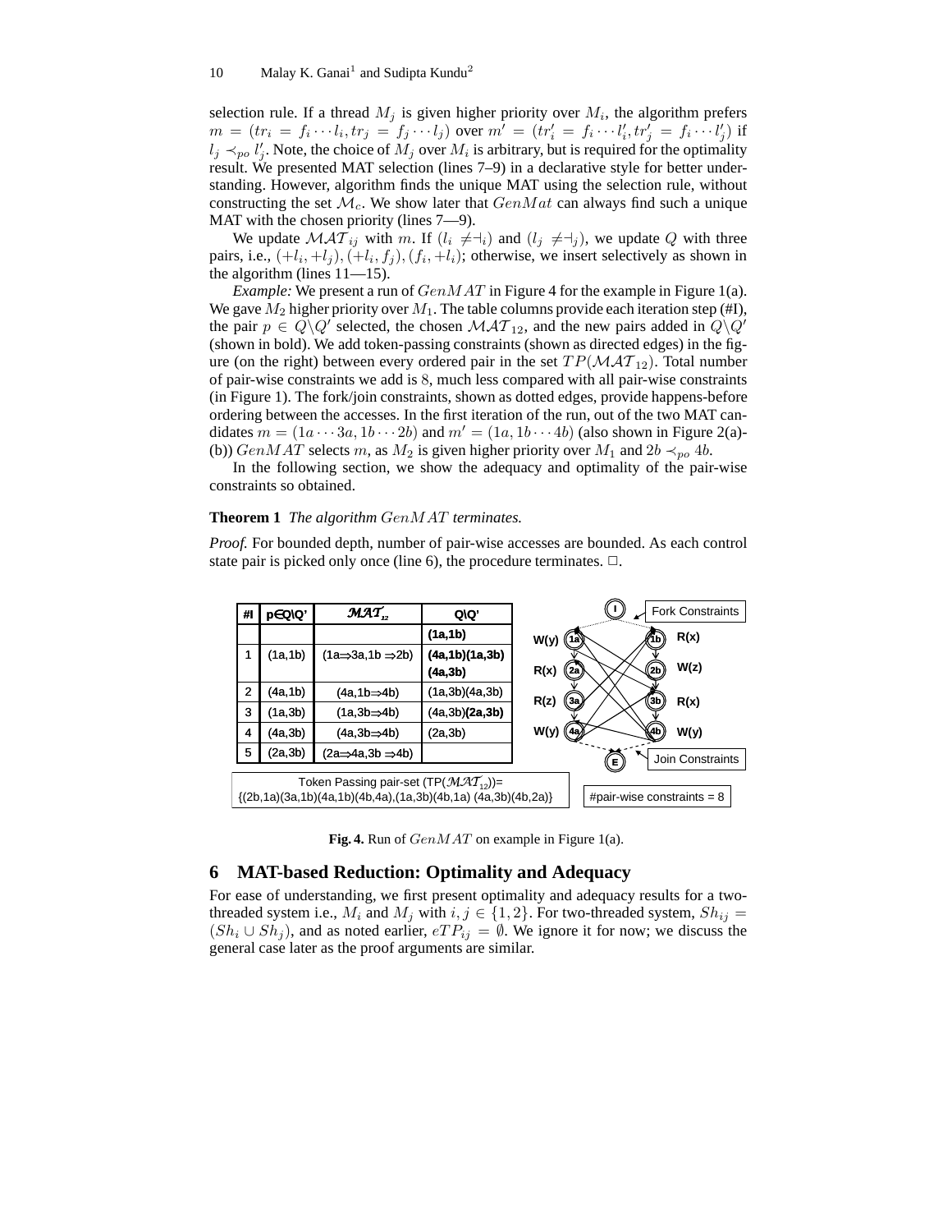selection rule. If a thread $M_j$ is given higher priority over $M_i$, the algorithm prefers $m = (tr_i = f_i \cdots l_i, tr_j = f_j \cdots l_j)$ over $m' = (tr'_i = f_i \cdots l'_i, tr'_j = f_i \cdots l'_j)$ if $l_j \prec_{po} l'_j$. Note, the choice of $M_j$ over $M_i$ is arbitrary, but is required for the optimality result. We presented MAT selection (lines 7–9) in a declarative style for better understanding. However, algorithm finds the unique MAT using the selection rule, without constructing the set $\mathcal{M}_c$. We show later that $GenMat$ can always find such a unique MAT with the chosen priority (lines 7—9).

We update $\mathcal{MAT}_{ij}$ with $m$. If $(l_i \neq \dashv_i)$ and $(l_j \neq \dashv_j)$, we update $Q$ with three pairs, i.e., $(+l_i, +l_j), (+l_i, f_j), (f_i, +l_i)$; otherwise, we insert selectively as shown in the algorithm (lines 11—15).

*Example:* We present a run of $GenMAT$ in Figure 4 for the example in Figure 1(a). We gave $M_2$ higher priority over $M_1$. The table columns provide each iteration step (#I), the pair $p \in Q \backslash Q'$ selected, the chosen $\mathcal{MAT}_{12}$, and the new pairs added in $Q \backslash Q'$ (shown in bold). We add token-passing constraints (shown as directed edges) in the figure (on the right) between every ordered pair in the set $TP(\mathcal{MAT}_{12})$. Total number of pair-wise constraints we add is 8, much less compared with all pair-wise constraints (in Figure 1). The fork/join constraints, shown as dotted edges, provide happens-before ordering between the accesses. In the first iteration of the run, out of the two MAT candidates $m = (1a \cdots 3a, 1b \cdots 2b)$ and $m' = (1a, 1b \cdots 4b)$ (also shown in Figure 2(a)-(b)) $GenMAT$ selects $m$, as $M_2$ is given higher priority over $M_1$ and $2b \prec_{po} 4b$.

In the following section, we show the adequacy and optimality of the pair-wise constraints so obtained.

**Theorem 1** *The algorithm $GenMAT$ terminates.*

*Proof.* For bounded depth, number of pair-wise accesses are bounded. As each control state pair is picked only once (line 6), the procedure terminates. □.

| #I | p∈Q\Q' | $\mathcal{MAT}_{12}$ | Q\Q' |
|---|---|---|---|
| | | | **(1a,1b)** |
| 1 | (1a,1b) | (1a⇒3a,1b ⇒2b) | **(4a,1b)(1a,3b)(4a,3b)** |
| 2 | (4a,1b) | (4a,1b⇒4b) | (1a,3b)(4a,3b) |
| 3 | (1a,3b) | (1a,3b⇒4b) | (4a,3b)**(2a,3b)** |
| 4 | (4a,3b) | (4a,3b⇒4b) | (2a,3b) |
| 5 | (2a,3b) | (2a⇒4a,3b ⇒4b) | |

Token Passing pair-set (TP($\mathcal{MAT}_{12}$))= {(2b,1a)(3a,1b)(4a,1b)(4b,4a),(1a,3b)(4b,1a) (4a,3b)(4b,2a)}

#pair-wise constraints = 8

Thread 1: 1a W(y), 2a R(x), 3a R(z), 4a W(y); Thread 2: 1b R(x), 2b W(z), 3b R(x), 4b W(y); I, E; Fork Constraints; Join Constraints

**Fig. 4.** Run of $GenMAT$ on example in Figure 1(a).

## 6 MAT-based Reduction: Optimality and Adequacy

For ease of understanding, we first present optimality and adequacy results for a two-threaded system i.e., $M_i$ and $M_j$ with $i, j \in \{1, 2\}$. For two-threaded system, $Sh_{ij} = (Sh_i \cup Sh_j)$, and as noted earlier, $eTP_{ij} = \emptyset$. We ignore it for now; we discuss the general case later as the proof arguments are similar.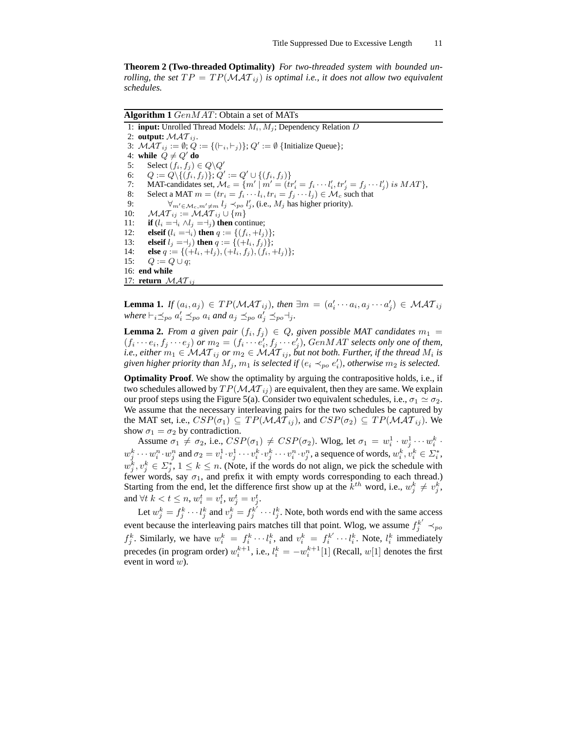**Theorem 2 (Two-threaded Optimality)** *For two-threaded system with bounded unrolling, the set $TP = TP(\mathcal{MAT}_{ij})$ is optimal i.e., it does not allow two equivalent schedules.*

**Algorithm 1** $GenMAT$: Obtain a set of MATs

```
1: input: Unrolled Thread Models: M_i, M_j; Dependency Relation D
2: output: MAT_ij.
3: MAT_ij := ∅; Q := {(⊢_i, ⊢_j)}; Q' := ∅ {Initialize Queue};
4: while Q ≠ Q' do
5:    Select (f_i, f_j) ∈ Q\Q'
6:    Q := Q\{(f_i, f_j)}; Q' := Q' ∪ {(f_i, f_j)}
7:    MAT-candidates set, M_c = {m' | m' = (tr'_i = f_i ··· l'_i, tr'_j = f_j ··· l'_j) is MAT},
8:    Select a MAT m = (tr_i = f_i ··· l_i, tr_i = f_j ··· l_j) ∈ M_c such that
9:         ∀_{m' ∈ M_c, m' ≠ m} l_j ≺_po l'_j, (i.e., M_j has higher priority).
10:   MAT_ij := MAT_ij ∪ {m}
11:   if (l_i = ⊣_i ∧ l_j = ⊣_j) then continue;
12:   elseif (l_i = ⊣_i) then q := {(f_i, +l_j)};
13:   elseif l_j = ⊣_j) then q := {(+l_i, f_j)};
14:   else q := {(+l_i, +l_j), (+l_i, f_j), (f_i, +l_j)};
15:   Q := Q ∪ q;
16: end while
17: return MAT_ij
```

**Lemma 1.** *If $(a_i, a_j) \in TP(\mathcal{MAT}_{ij})$, then $\exists m = (a'_i \cdots a_i, a_j \cdots a'_j) \in \mathcal{MAT}_{ij}$ where $\vdash_i \preceq_{po} a'_i \preceq_{po} a_i$ and $a_j \preceq_{po} a'_j \preceq_{po} \dashv_j$.*

**Lemma 2.** *From a given pair $(f_i, f_j) \in Q$, given possible MAT candidates $m_1 = (f_i \cdots e_i, f_j \cdots e_j)$ or $m_2 = (f_i \cdots e'_i, f_j \cdots e'_j)$, $GenMAT$ selects only one of them, i.e., either $m_1 \in \mathcal{MAT}_{ij}$ or $m_2 \in \mathcal{MAT}_{ij}$, but not both. Further, if the thread $M_i$ is given higher priority than $M_j$, $m_1$ is selected if $(e_i \prec_{po} e'_i)$, otherwise $m_2$ is selected.*

**Optimality Proof**. We show the optimality by arguing the contrapositive holds, i.e., if two schedules allowed by $TP(\mathcal{MAT}_{ij})$ are equivalent, then they are same. We explain our proof steps using the Figure 5(a). Consider two equivalent schedules, i.e., $\sigma_1 \simeq \sigma_2$. We assume that the necessary interleaving pairs for the two schedules be captured by the MAT set, i.e., $CSP(\sigma_1) \subseteq TP(\mathcal{MAT}_{ij})$, and $CSP(\sigma_2) \subseteq TP(\mathcal{MAT}_{ij})$. We show $\sigma_1 = \sigma_2$ by contradiction.

Assume $\sigma_1 \neq \sigma_2$, i.e., $CSP(\sigma_1) \neq CSP(\sigma_2)$. Wlog, let $\sigma_1 = w_i^1 \cdot w_j^1 \cdots w_i^k \cdot w_j^k \cdots w_i^n \cdot w_j^n$ and $\sigma_2 = v_i^1 \cdot v_j^1 \cdots v_i^k \cdot v_j^k \cdots v_i^n \cdot v_j^n$, a sequence of words, $w_i^k, v_i^k \in \Sigma_i^*$, $w_j^k, v_j^k \in \Sigma_j^*$, $1 \leq k \leq n$. (Note, if the words do not align, we pick the schedule with fewer words, say $\sigma_1$, and prefix it with empty words corresponding to each thread.) Starting from the end, let the difference first show up at the $k^{th}$ word, i.e., $w_j^k \neq v_j^k$, and $\forall t\ k < t \leq n, w_i^t = v_i^t, w_j^t = v_j^t$.

Let $w_j^k = f_j^k \cdots l_j^k$ and $v_j^k = f_j^{k'} \cdots l_j^k$. Note, both words end with the same access event because the interleaving pairs matches till that point. Wlog, we assume $f_j^{k'} \prec_{po} f_j^k$. Similarly, we have $w_i^k = f_i^k \cdots l_i^k$, and $v_i^k = f_i^{k'} \cdots l_i^k$. Note, $l_i^k$ immediately precedes (in program order) $w_i^{k+1}$, i.e., $l_i^k = -w_i^{k+1}[1]$ (Recall, $w[1]$ denotes the first event in word $w$).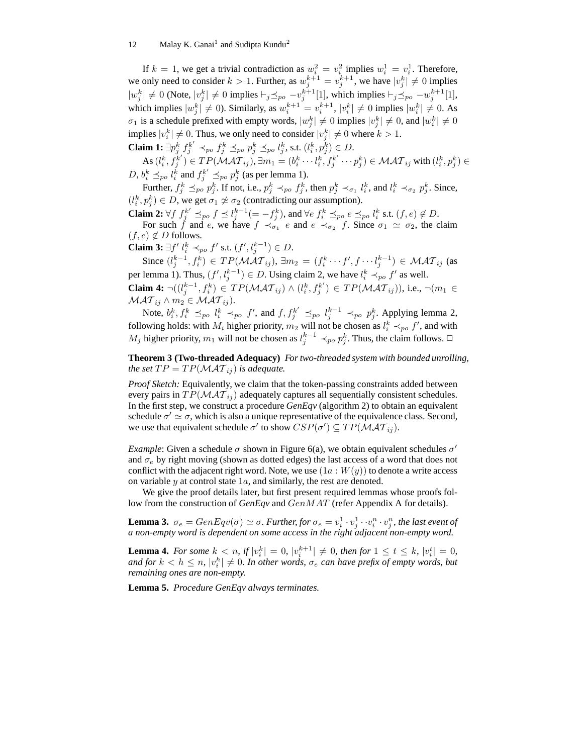If $k = 1$, we get a trivial contradiction as $w_i^2 = v_i^2$ implies $w_i^1 = v_i^1$. Therefore, we only need to consider $k > 1$. Further, as $w_j^{k+1} = v_j^{k+1}$, we have $|v_j^k| \neq 0$ implies $|w_j^k| \neq 0$ (Note, $|v_j^k| \neq 0$ implies $\vdash_j \preceq_{po} -v_j^{k+1}[1]$, which implies $\vdash_j \preceq_{po} -w_j^{k+1}[1]$, which implies $|w_j^k| \neq 0$). Similarly, as $w_i^{k+1} = v_i^{k+1}$, $|v_i^k| \neq 0$ implies $|w_i^k| \neq 0$. As $\sigma_1$ is a schedule prefixed with empty words, $|w_j^k| \neq 0$ implies $|v_j^k| \neq 0$, and $|w_i^k| \neq 0$ implies $|v_i^k| \neq 0$. Thus, we only need to consider $|v_j^k| \neq 0$ where $k > 1$.

**Claim 1:** $\exists p_j^k\ f_j^{k'} \prec_{po} f_j^k \preceq_{po} p_j^k \preceq_{po} l_j^k$, s.t. $(l_i^k, p_j^k) \in D$.

As $(l_i^k, f_j^{k'}) \in TP(\mathcal{MAT}_{ij})$, $\exists m_1 = (b_i^k \cdots l_i^k, f_j^{k'} \cdots p_j^k) \in \mathcal{MAT}_{ij}$ with $(l_i^k, p_j^k) \in D$, $b_i^k \preceq_{po} l_i^k$ and $f_j^{k'} \preceq_{po} p_j^k$ (as per lemma 1).

Further, $f_j^k \preceq_{po} p_j^k$. If not, i.e., $p_j^k \prec_{po} f_j^k$, then $p_j^k \prec_{\sigma_1} l_i^k$, and $l_i^k \prec_{\sigma_2} p_j^k$. Since, $(l_i^k, p_j^k) \in D$, we get $\sigma_1 \not\simeq \sigma_2$ (contradicting our assumption).

**Claim 2:** $\forall f\ f_j^{k'} \preceq_{po} f \preceq l_j^{k-1} (= -f_j^k)$, and $\forall e\ f_i^k \preceq_{po} e \preceq_{po} l_i^k$ s.t. $(f, e) \notin D$.

For such $f$ and $e$, we have $f \prec_{\sigma_1} e$ and $e \prec_{\sigma_2} f$. Since $\sigma_1 \simeq \sigma_2$, the claim $(f, e) \notin D$ follows.

**Claim 3:** $\exists f'\ l_i^k \prec_{po} f'$ s.t. $(f', l_j^{k-1}) \in D$.

Since $(l_j^{k-1}, f_i^k) \in TP(\mathcal{MAT}_{ij})$, $\exists m_2 = (f_i^k \cdots f', f \cdots l_j^{k-1}) \in \mathcal{MAT}_{ij}$ (as per lemma 1). Thus, $(f', l_j^{k-1}) \in D$. Using claim 2, we have $l_i^k \prec_{po} f'$ as well.

**Claim 4:** $\neg((l_j^{k-1}, f_i^k) \in TP(\mathcal{MAT}_{ij}) \wedge (l_i^k, f_j^{k'}) \in TP(\mathcal{MAT}_{ij}))$, i.e., $\neg(m_1 \in \mathcal{MAT}_{ij} \wedge m_2 \in \mathcal{MAT}_{ij})$.

Note, $b_i^k, f_i^k \preceq_{po} l_i^k \prec_{po} f'$, and $f, f_j^{k'} \preceq_{po} l_j^{k-1} \prec_{po} p_j^k$. Applying lemma 2, following holds: with $M_i$ higher priority, $m_2$ will not be chosen as $l_i^k \prec_{po} f'$, and with $M_j$ higher priority, $m_1$ will not be chosen as $l_j^{k-1} \prec_{po} p_j^k$. Thus, the claim follows. □

**Theorem 3 (Two-threaded Adequacy)** *For two-threaded system with bounded unrolling, the set $TP = TP(\mathcal{MAT}_{ij})$ is adequate.*

*Proof Sketch:* Equivalently, we claim that the token-passing constraints added between every pairs in $TP(\mathcal{MAT}_{ij})$ adequately captures all sequentially consistent schedules. In the first step, we construct a procedure *GenEqv* (algorithm 2) to obtain an equivalent schedule $\sigma' \simeq \sigma$, which is also a unique representative of the equivalence class. Second, we use that equivalent schedule $\sigma'$ to show $CSP(\sigma') \subseteq TP(\mathcal{MAT}_{ij})$.

*Example*: Given a schedule $\sigma$ shown in Figure 6(a), we obtain equivalent schedules $\sigma'$ and $\sigma_e$ by right moving (shown as dotted edges) the last access of a word that does not conflict with the adjacent right word. Note, we use $(1a : W(y))$ to denote a write access on variable $y$ at control state $1a$, and similarly, the rest are denoted.

We give the proof details later, but first present required lemmas whose proofs follow from the construction of *GenEqv* and $GenMAT$ (refer Appendix A for details).

**Lemma 3.** *$\sigma_e = GenEqv(\sigma) \simeq \sigma$. Further, for $\sigma_e = v_i^1 \cdot v_j^1 \cdot \cdot v_i^n \cdot v_j^n$, the last event of a non-empty word is dependent on some access in the right adjacent non-empty word.*

**Lemma 4.** *For some $k < n$, if $|v_i^k| = 0$, $|v_i^{k+1}| \neq 0$, then for $1 \leq t \leq k$, $|v_i^t| = 0$, and for $k < h \leq n$, $|v_i^h| \neq 0$. In other words, $\sigma_e$ can have prefix of empty words, but remaining ones are non-empty.*

**Lemma 5.** *Procedure GenEqv always terminates.*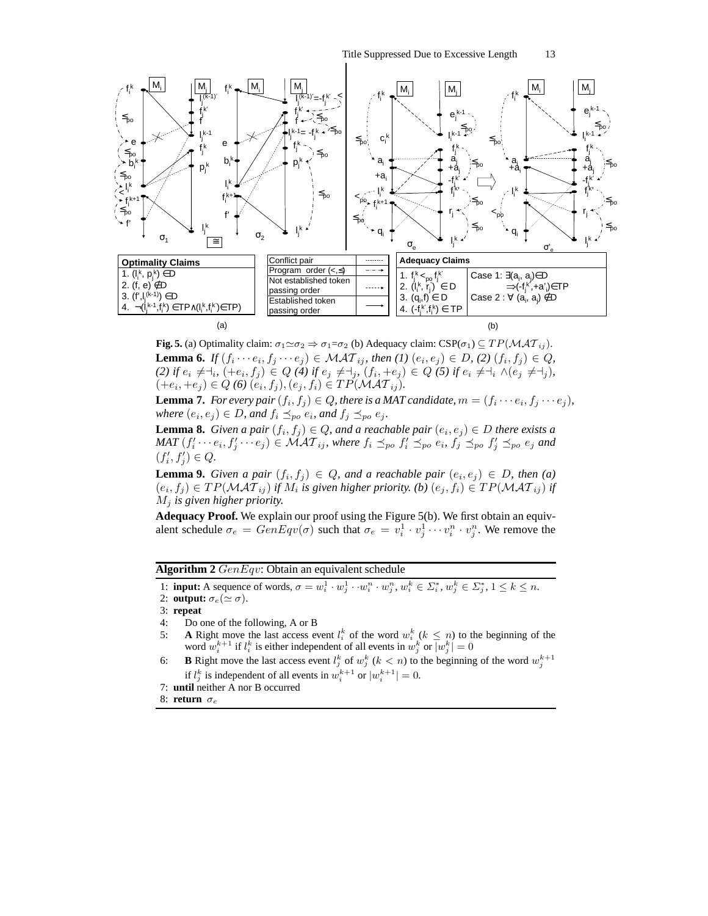**Fig. 5.** (a) Optimality claim: $\sigma_1 \simeq \sigma_2 \Rightarrow \sigma_1 = \sigma_2$ (b) Adequacy claim: CSP($\sigma_1$) $\subseteq TP(\mathcal{MAT}_{ij})$.

**Lemma 6.** *If $(f_i \cdots e_i, f_j \cdots e_j) \in \mathcal{MAT}_{ij}$, then (1) $(e_i, e_j) \in D$, (2) $(f_i, f_j) \in Q$, (2) if $e_i \neq \dashv_i$, $(+e_i, f_j) \in Q$ (4) if $e_j \neq \dashv_j$, $(f_i, +e_j) \in Q$ (5) if $e_i \neq \dashv_i \wedge (e_j \neq \dashv_j)$, $(+e_i, +e_j) \in Q$ (6) $(e_i, f_j), (e_j, f_i) \in TP(\mathcal{MAT}_{ij})$.*

**Lemma 7.** *For every pair $(f_i, f_j) \in Q$, there is a MAT candidate, $m = (f_i \cdots e_i, f_j \cdots e_j)$, where $(e_i, e_j) \in D$, and $f_i \preceq_{po} e_i$, and $f_j \preceq_{po} e_j$.*

**Lemma 8.** *Given a pair $(f_i, f_j) \in Q$, and a reachable pair $(e_i, e_j) \in D$ there exists a MAT $(f'_i \cdots e_i, f'_j \cdots e_j) \in \mathcal{MAT}_{ij}$, where $f_i \preceq_{po} f'_i \preceq_{po} e_i$, $f_j \preceq_{po} f'_j \preceq_{po} e_j$ and $(f'_i, f'_j) \in Q$.*

**Lemma 9.** *Given a pair $(f_i, f_j) \in Q$, and a reachable pair $(e_i, e_j) \in D$, then (a) $(e_i, f_j) \in TP(\mathcal{MAT}_{ij})$ if $M_i$ is given higher priority. (b) $(e_j, f_i) \in TP(\mathcal{MAT}_{ij})$ if $M_j$ is given higher priority.*

**Adequacy Proof.** We explain our proof using the Figure 5(b). We first obtain an equivalent schedule $\sigma_e = GenEqv(\sigma)$ such that $\sigma_e = v_i^1 \cdot v_j^1 \cdots v_i^n \cdot v_j^n$. We remove the

**Algorithm 2** $GenEqv$: Obtain an equivalent schedule

1: **input:** A sequence of words, $\sigma = w_i^1 \cdot w_j^1 \cdot \cdot w_i^n \cdot w_j^n$, $w_i^k \in \Sigma_i^*$, $w_j^k \in \Sigma_j^*$, $1 \leq k \leq n$.
2: **output:** $\sigma_e (\simeq \sigma)$.
3: **repeat**
4: Do one of the following, A or B
5: **A** Right move the last access event $l_i^k$ of the word $w_i^k$ ($k \leq n$) to the beginning of the word $w_i^{k+1}$ if $l_i^k$ is either independent of all events in $w_j^k$ or $|w_j^k| = 0$
6: **B** Right move the last access event $l_j^k$ of $w_j^k$ ($k < n$) to the beginning of the word $w_j^{k+1}$ if $l_j^k$ is independent of all events in $w_i^{k+1}$ or $|w_i^{k+1}| = 0$.
7: **until** neither A nor B occurred
8: **return** $\sigma_e$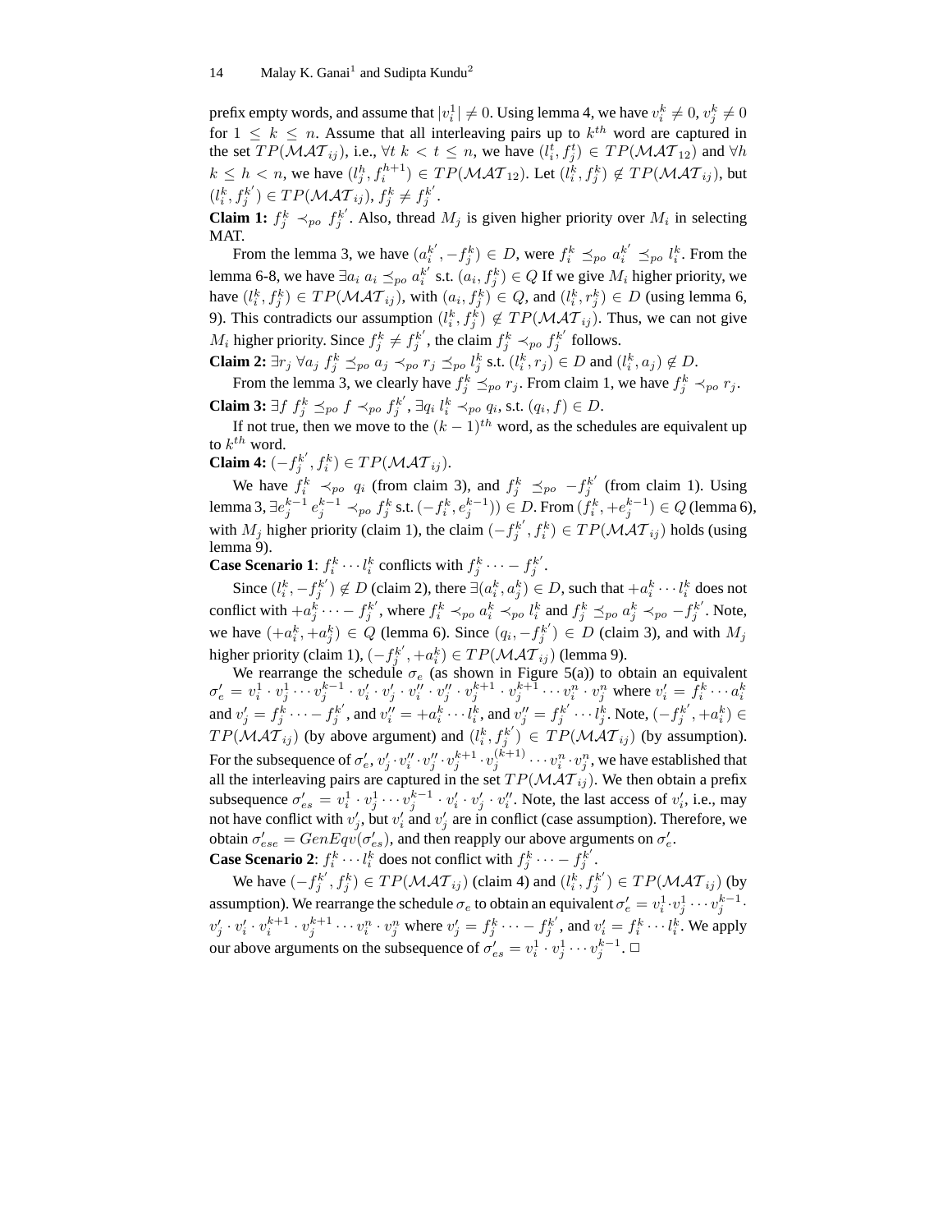prefix empty words, and assume that $|v_i^1| \neq 0$. Using lemma 4, we have $v_i^k \neq 0$, $v_j^k \neq 0$ for $1 \leq k \leq n$. Assume that all interleaving pairs up to $k^{th}$ word are captured in the set $TP(\mathcal{MAT}_{ij})$, i.e., $\forall t\ k < t \leq n$, we have $(l_i^t, f_j^t) \in TP(\mathcal{MAT}_{12})$ and $\forall h$ $k \leq h < n$, we have $(l_j^h, f_i^{h+1}) \in TP(\mathcal{MAT}_{12})$. Let $(l_i^k, f_j^k) \notin TP(\mathcal{MAT}_{ij})$, but $(l_i^k, f_j^{k'}) \in TP(\mathcal{MAT}_{ij})$, $f_j^k \neq f_j^{k'}$.

**Claim 1:** $f_j^k \prec_{po} f_j^{k'}$. Also, thread $M_j$ is given higher priority over $M_i$ in selecting MAT.

From the lemma 3, we have $(a_i^{k'}, -f_j^k) \in D$, were $f_i^k \preceq_{po} a_i^{k'} \preceq_{po} l_i^k$. From the lemma 6-8, we have $\exists a_i\ a_i \preceq_{po} a_i^{k'}$ s.t. $(a_i, f_j^k) \in Q$ If we give $M_i$ higher priority, we have $(l_i^k, f_j^k) \in TP(\mathcal{MAT}_{ij})$, with $(a_i, f_j^k) \in Q$, and $(l_i^k, r_j^k) \in D$ (using lemma 6, 9). This contradicts our assumption $(l_i^k, f_j^k) \notin TP(\mathcal{MAT}_{ij})$. Thus, we can not give $M_i$ higher priority. Since $f_j^k \neq f_j^{k'}$, the claim $f_j^k \prec_{po} f_j^{k'}$ follows.

**Claim 2:** $\exists r_j\ \forall a_j\ f_j^k \preceq_{po} a_j \prec_{po} r_j \preceq_{po} l_j^k$ s.t. $(l_i^k, r_j) \in D$ and $(l_i^k, a_j) \notin D$.

From the lemma 3, we clearly have $f_j^k \preceq_{po} r_j$. From claim 1, we have $f_j^k \prec_{po} r_j$.

**Claim 3:** $\exists f\ f_j^k \preceq_{po} f \prec_{po} f_j^{k'}$, $\exists q_i\ l_i^k \prec_{po} q_i$, s.t. $(q_i, f) \in D$.

If not true, then we move to the $(k-1)^{th}$ word, as the schedules are equivalent up to $k^{th}$ word.

**Claim 4:** $(-f_j^{k'}, f_i^k) \in TP(\mathcal{MAT}_{ij})$.

We have $f_i^k \prec_{po} q_i$ (from claim 3), and $f_j^k \preceq_{po} -f_j^{k'}$ (from claim 1). Using lemma 3, $\exists e_j^{k-1}\ e_j^{k-1} \prec_{po} f_j^k$ s.t. $(-f_i^k, e_j^{k-1})) \in D$. From $(f_i^k, +e_j^{k-1}) \in Q$ (lemma 6), with $M_j$ higher priority (claim 1), the claim $(-f_j^{k'}, f_i^k) \in TP(\mathcal{MAT}_{ij})$ holds (using lemma 9).

**Case Scenario 1**: $f_i^k \cdots l_i^k$ conflicts with $f_j^k \cdots - f_j^{k'}$.

Since $(l_i^k, -f_j^{k'}) \notin D$ (claim 2), there $\exists (a_i^k, a_j^k) \in D$, such that $+a_i^k \cdots l_i^k$ does not conflict with $+a_j^k \cdots - f_j^{k'}$, where $f_i^k \prec_{po} a_i^k \prec_{po} l_i^k$ and $f_j^k \preceq_{po} a_j^k \prec_{po} -f_j^{k'}$. Note, we have $(+a_i^k, +a_j^k) \in Q$ (lemma 6). Since $(q_i, -f_j^{k'}) \in D$ (claim 3), and with $M_j$ higher priority (claim 1), $(-f_j^{k'}, +a_i^k) \in TP(\mathcal{MAT}_{ij})$ (lemma 9).

We rearrange the schedule $\sigma_e$ (as shown in Figure 5(a)) to obtain an equivalent $\sigma_e' = v_i^1 \cdot v_j^1 \cdots v_j^{k-1} \cdot v_i' \cdot v_j' \cdot v_i'' \cdot v_j'' \cdot v_j^{k+1} \cdot v_j^{k+1} \cdots v_i^n \cdot v_j^n$ where $v_i' = f_i^k \cdots a_i^k$ and $v_j' = f_j^k \cdots - f_j^{k'}$, and $v_i'' = +a_i^k \cdots l_i^k$, and $v_j'' = f_j^{k'} \cdots l_j^k$. Note, $(-f_j^{k'}, +a_i^k) \in TP(\mathcal{MAT}_{ij})$ (by above argument) and $(l_i^k, f_j^{k'}) \in TP(\mathcal{MAT}_{ij})$ (by assumption). For the subsequence of $\sigma_e'$, $v_j' \cdot v_i'' \cdot v_j'' \cdot v_j^{k+1} \cdot v_j^{(k+1)} \cdots v_i^n \cdot v_j^n$, we have established that all the interleaving pairs are captured in the set $TP(\mathcal{MAT}_{ij})$. We then obtain a prefix subsequence $\sigma_{es}' = v_i^1 \cdot v_j^1 \cdots v_j^{k-1} \cdot v_i' \cdot v_j' \cdot v_i''$. Note, the last access of $v_i'$, i.e., may not have conflict with $v_j'$, but $v_i'$ and $v_j'$ are in conflict (case assumption). Therefore, we obtain $\sigma_{ese}' = GenEqv(\sigma_{es}')$, and then reapply our above arguments on $\sigma_e'$.

**Case Scenario 2**: $f_i^k \cdots l_i^k$ does not conflict with $f_j^k \cdots - f_j^{k'}$.

We have $(-f_j^{k'}, f_j^k) \in TP(\mathcal{MAT}_{ij})$ (claim 4) and $(l_i^k, f_j^{k'}) \in TP(\mathcal{MAT}_{ij})$ (by assumption). We rearrange the schedule $\sigma_e$ to obtain an equivalent $\sigma_e' = v_i^1 \cdot v_j^1 \cdots v_j^{k-1} \cdot v_j' \cdot v_i' \cdot v_i^{k+1} \cdot v_j^{k+1} \cdots v_i^n \cdot v_j^n$ where $v_j' = f_j^k \cdots - f_j^{k'}$, and $v_i' = f_i^k \cdots l_i^k$. We apply our above arguments on the subsequence of $\sigma_{es}' = v_i^1 \cdot v_j^1 \cdots v_j^{k-1}$. □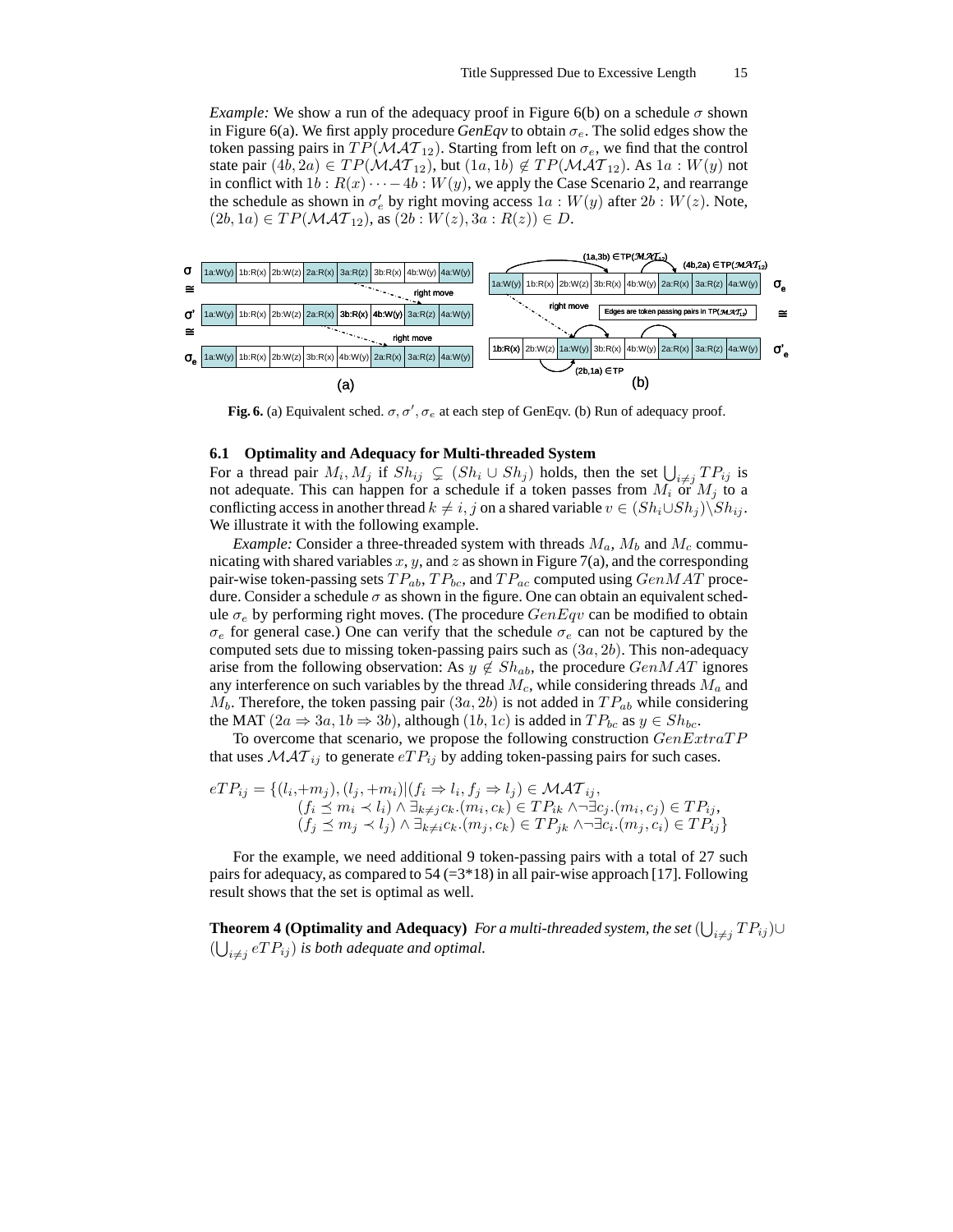*Example:* We show a run of the adequacy proof in Figure 6(b) on a schedule $\sigma$ shown in Figure 6(a). We first apply procedure *GenEqv* to obtain $\sigma_e$. The solid edges show the token passing pairs in $TP(\mathcal{MAT}_{12})$. Starting from left on $\sigma_e$, we find that the control state pair $(4b, 2a) \in TP(\mathcal{MAT}_{12})$, but $(1a, 1b) \notin TP(\mathcal{MAT}_{12})$. As $1a : W(y)$ not in conflict with $1b : R(x) \cdots - 4b : W(y)$, we apply the Case Scenario 2, and rearrange the schedule as shown in $\sigma'_e$ by right moving access $1a : W(y)$ after $2b : W(z)$. Note, $(2b, 1a) \in TP(\mathcal{MAT}_{12})$, as $(2b : W(z), 3a : R(z)) \in D$.

**Fig. 6.** (a) Equivalent sched. $\sigma, \sigma', \sigma_e$ at each step of GenEqv. (b) Run of adequacy proof.

### 6.1 Optimality and Adequacy for Multi-threaded System

For a thread pair $M_i, M_j$ if $Sh_{ij} \subsetneq (Sh_i \cup Sh_j)$ holds, then the set $\bigcup_{i \neq j} TP_{ij}$ is not adequate. This can happen for a schedule if a token passes from $M_i$ or $M_j$ to a conflicting access in another thread $k \neq i, j$ on a shared variable $v \in (Sh_i \cup Sh_j) \setminus Sh_{ij}$. We illustrate it with the following example.

*Example:* Consider a three-threaded system with threads $M_a$, $M_b$ and $M_c$ communicating with shared variables $x$, $y$, and $z$ as shown in Figure 7(a), and the corresponding pair-wise token-passing sets $TP_{ab}, TP_{bc}$, and $TP_{ac}$ computed using $GenMAT$ procedure. Consider a schedule $\sigma$ as shown in the figure. One can obtain an equivalent schedule $\sigma_e$ by performing right moves. (The procedure $GenEqv$ can be modified to obtain $\sigma_e$ for general case.) One can verify that the schedule $\sigma_e$ can not be captured by the computed sets due to missing token-passing pairs such as $(3a, 2b)$. This non-adequacy arise from the following observation: As $y \notin Sh_{ab}$, the procedure $GenMAT$ ignores any interference on such variables by the thread $M_c$, while considering threads $M_a$ and $M_b$. Therefore, the token passing pair $(3a, 2b)$ is not added in $TP_{ab}$ while considering the MAT $(2a \Rightarrow 3a, 1b \Rightarrow 3b)$, although $(1b, 1c)$ is added in $TP_{bc}$ as $y \in Sh_{bc}$.

To overcome that scenario, we propose the following construction $GenExtraTP$ that uses $\mathcal{MAT}_{ij}$ to generate $eTP_{ij}$ by adding token-passing pairs for such cases.

$$
\begin{aligned}
eTP_{ij} = \{(l_i, +m_j), (l_j, +m_i) | & (f_i \Rightarrow l_i, f_j \Rightarrow l_j) \in \mathcal{MAT}_{ij}, \\
& (f_i \preceq m_i \prec l_i) \wedge \exists_{k \neq j} c_k.(m_i, c_k) \in TP_{ik} \wedge \neg \exists c_j.(m_i, c_j) \in TP_{ij}, \\
& (f_j \preceq m_j \prec l_j) \wedge \exists_{k \neq i} c_k.(m_j, c_k) \in TP_{jk} \wedge \neg \exists c_i.(m_j, c_i) \in TP_{ij}\}
\end{aligned}
$$

For the example, we need additional 9 token-passing pairs with a total of 27 such pairs for adequacy, as compared to 54 (=3*18) in all pair-wise approach [17]. Following result shows that the set is optimal as well.

**Theorem 4 (Optimality and Adequacy)** *For a multi-threaded system, the set* $(\bigcup_{i \neq j} TP_{ij}) \cup (\bigcup_{i \neq j} eTP_{ij})$ *is both adequate and optimal.*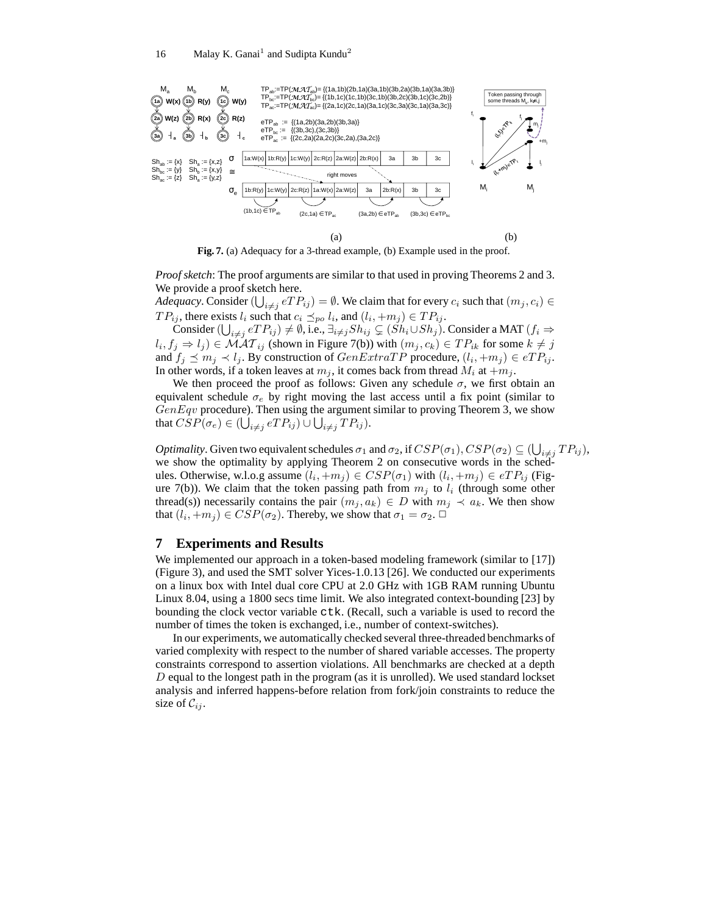Fig. 7. (a) Adequacy for a 3-thread example, (b) Example used in the proof.

*Proof sketch*: The proof arguments are similar to that used in proving Theorems 2 and 3. We provide a proof sketch here.

*Adequacy*. Consider $(\bigcup_{i \neq j} eTP_{ij}) = \emptyset$. We claim that for every $c_i$ such that $(m_j, c_i) \in TP_{ij}$, there exists $l_i$ such that $c_i \preceq_{po} l_i$, and $(l_i, +m_j) \in TP_{ij}$.

Consider $(\bigcup_{i \neq j} eTP_{ij}) \neq \emptyset$, i.e., $\exists_{i \neq j} Sh_{ij} \subsetneq (Sh_i \cup Sh_j)$. Consider a MAT $(f_i \Rightarrow l_i, f_j \Rightarrow l_j) \in \mathcal{MAT}_{ij}$ (shown in Figure 7(b)) with $(m_j, c_k) \in TP_{ik}$ for some $k \neq j$ and $f_j \preceq m_j \prec l_j$. By construction of $GenExtraTP$ procedure, $(l_i, +m_j) \in eTP_{ij}$. In other words, if a token leaves at $m_j$, it comes back from thread $M_i$ at $+m_j$.

We then proceed the proof as follows: Given any schedule $\sigma$, we first obtain an equivalent schedule $\sigma_e$ by right moving the last access until a fix point (similar to $GenEqv$ procedure). Then using the argument similar to proving Theorem 3, we show that $CSP(\sigma_e) \in (\bigcup_{i \neq j} eTP_{ij}) \cup \bigcup_{i \neq j} TP_{ij})$.

*Optimality*. Given two equivalent schedules $\sigma_1$ and $\sigma_2$, if $CSP(\sigma_1), CSP(\sigma_2) \subseteq (\bigcup_{i \neq j} TP_{ij})$, we show the optimality by applying Theorem 2 on consecutive words in the schedules. Otherwise, w.l.o.g assume $(l_i, +m_j) \in CSP(\sigma_1)$ with $(l_i, +m_j) \in eTP_{ij}$ (Figure 7(b)). We claim that the token passing path from $m_j$ to $l_i$ (through some other thread(s)) necessarily contains the pair $(m_j, a_k) \in D$ with $m_j \prec a_k$. We then show that $(l_i, +m_j) \in CSP(\sigma_2)$. Thereby, we show that $\sigma_1 = \sigma_2$. □

## 7 Experiments and Results

We implemented our approach in a token-based modeling framework (similar to [17]) (Figure 3), and used the SMT solver Yices-1.0.13 [26]. We conducted our experiments on a linux box with Intel dual core CPU at 2.0 GHz with 1GB RAM running Ubuntu Linux 8.04, using a 1800 secs time limit. We also integrated context-bounding [23] by bounding the clock vector variable `ctk`. (Recall, such a variable is used to record the number of times the token is exchanged, i.e., number of context-switches).

In our experiments, we automatically checked several three-threaded benchmarks of varied complexity with respect to the number of shared variable accesses. The property constraints correspond to assertion violations. All benchmarks are checked at a depth $D$ equal to the longest path in the program (as it is unrolled). We used standard lockset analysis and inferred happens-before relation from fork/join constraints to reduce the size of $\mathcal{C}_{ij}$.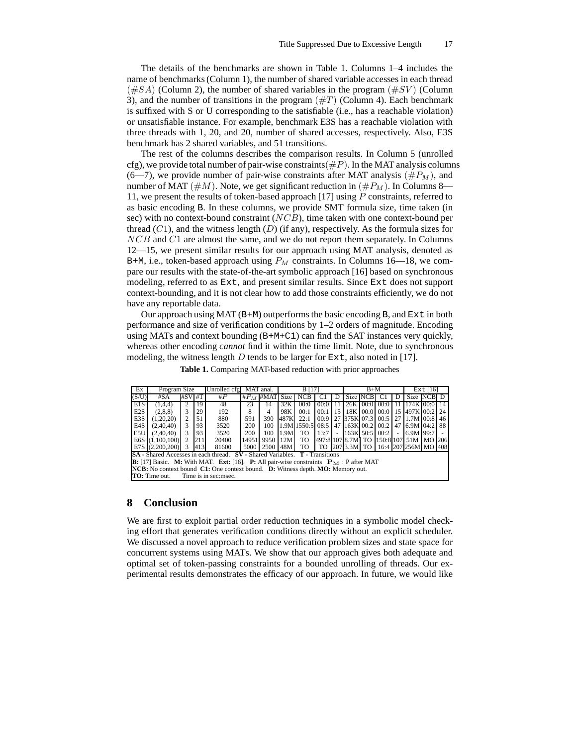The details of the benchmarks are shown in Table 1. Columns 1–4 includes the name of benchmarks (Column 1), the number of shared variable accesses in each thread ($\#SA$) (Column 2), the number of shared variables in the program ($\#SV$) (Column 3), and the number of transitions in the program ($\#T$) (Column 4). Each benchmark is suffixed with S or U corresponding to the satisfiable (i.e., has a reachable violation) or unsatisfiable instance. For example, benchmark E3S has a reachable violation with three threads with 1, 20, and 20, number of shared accesses, respectively. Also, E3S benchmark has 2 shared variables, and 51 transitions.

The rest of the columns describes the comparison results. In Column 5 (unrolled cfg), we provide total number of pair-wise constraints($\#P$). In the MAT analysis columns (6—7), we provide number of pair-wise constraints after MAT analysis ($\#P_M$), and number of MAT ($\#M$). Note, we get significant reduction in ($\#P_M$). In Columns 8—11, we present the results of token-based approach [17] using $P$ constraints, referred to as basic encoding `B`. In these columns, we provide SMT formula size, time taken (in sec) with no context-bound constraint ($NCB$), time taken with one context-bound per thread ($C1$), and the witness length ($D$) (if any), respectively. As the formula sizes for $NCB$ and $C1$ are almost the same, and we do not report them separately. In Columns 12—15, we present similar results for our approach using MAT analysis, denoted as `B+M`, i.e., token-based approach using $P_M$ constraints. In Columns 16—18, we compare our results with the state-of-the-art symbolic approach [16] based on synchronous modeling, referred to as `Ext`, and present similar results. Since `Ext` does not support context-bounding, and it is not clear how to add those constraints efficiently, we do not have any reportable data.

Our approach using MAT (`B+M`) outperforms the basic encoding `B`, and `Ext` in both performance and size of verification conditions by 1–2 orders of magnitude. Encoding using MATs and context bounding (`B+M+C1`) can find the SAT instances very quickly, whereas other encoding *cannot* find it within the time limit. Note, due to synchronous modeling, the witness length $D$ tends to be larger for `Ext`, also noted in [17].

**Table 1.** Comparing MAT-based reduction with prior approaches

| Ex | Program Size | | | Unrolled cfg | MAT anal. | | B [17] | | | | B+M | | | | Ext [16] | | |
|---|---|---|---|---|---|---|---|---|---|---|---|---|---|---|---|---|---|
| (S/U) | #SA | #SV | #T | $\#P$ | $\#P_M$ | #MAT | Size | NCB | C1 | D | Size | NCB | C1 | D | Size | NCB | D |
| E1S | (1,4,4) | 2 | 19 | 48 | 23 | 14 | 32K | 00:0 | 00:0 | 11 | 26K | 00:0 | 00:0 | 11 | 174K | 00:0 | 14 |
| E2S | (2,8,8) | 3 | 29 | 192 | 8 | 4 | 98K | 00:1 | 00:1 | 15 | 18K | 00:0 | 00:0 | 15 | 497K | 00:2 | 24 |
| E3S | (1,20,20) | 2 | 51 | 880 | 591 | 390 | 487K | 22:1 | 00:9 | 27 | 375K | 07:3 | 00:5 | 27 | 1.7M | 00:8 | 46 |
| E4S | (2,40,40) | 3 | 93 | 3520 | 200 | 100 | 1.9M | 1550:5 | 08:5 | 47 | 163K | 00:2 | 00:2 | 47 | 6.9M | 04:2 | 88 |
| E5U | (2,40,40) | 3 | 93 | 3520 | 200 | 100 | 1.9M | TO | 13:7 | - | 163K | 50:5 | 00:2 | - | 6.9M | 99:7 | - |
| E6S | (1,100,100) | 2 | 211 | 20400 | 14951 | 9950 | 12M | TO | 497:8 | 107 | 8.7M | TO | 150:8 | 107 | 51M | MO | 206 |
| E7S | (2,200,200) | 3 | 413 | 81600 | 5000 | 2500 | 48M | TO | TO | 207 | 3.3M | TO | 16:4 | 207 | 256M | MO | 408 |

**SA** - Shared Accesses in each thread. **SV** - Shared Variables. **T** - Transitions
**B:** [17] Basic. **M:** With MAT. **Ext:** [16]. **P:** All pair-wise constraints $\mathbf{P_M}$ : P after MAT
**NCB:** No context bound **C1:** One context bound. **D:** Witness depth. **MO:** Memory out.
**TO:** Time out. Time is in sec:msec.

## 8 Conclusion

We are first to exploit partial order reduction techniques in a symbolic model checking effort that generates verification conditions directly without an explicit scheduler. We discussed a novel approach to reduce verification problem sizes and state space for concurrent systems using MATs. We show that our approach gives both adequate and optimal set of token-passing constraints for a bounded unrolling of threads. Our experimental results demonstrates the efficacy of our approach. In future, we would like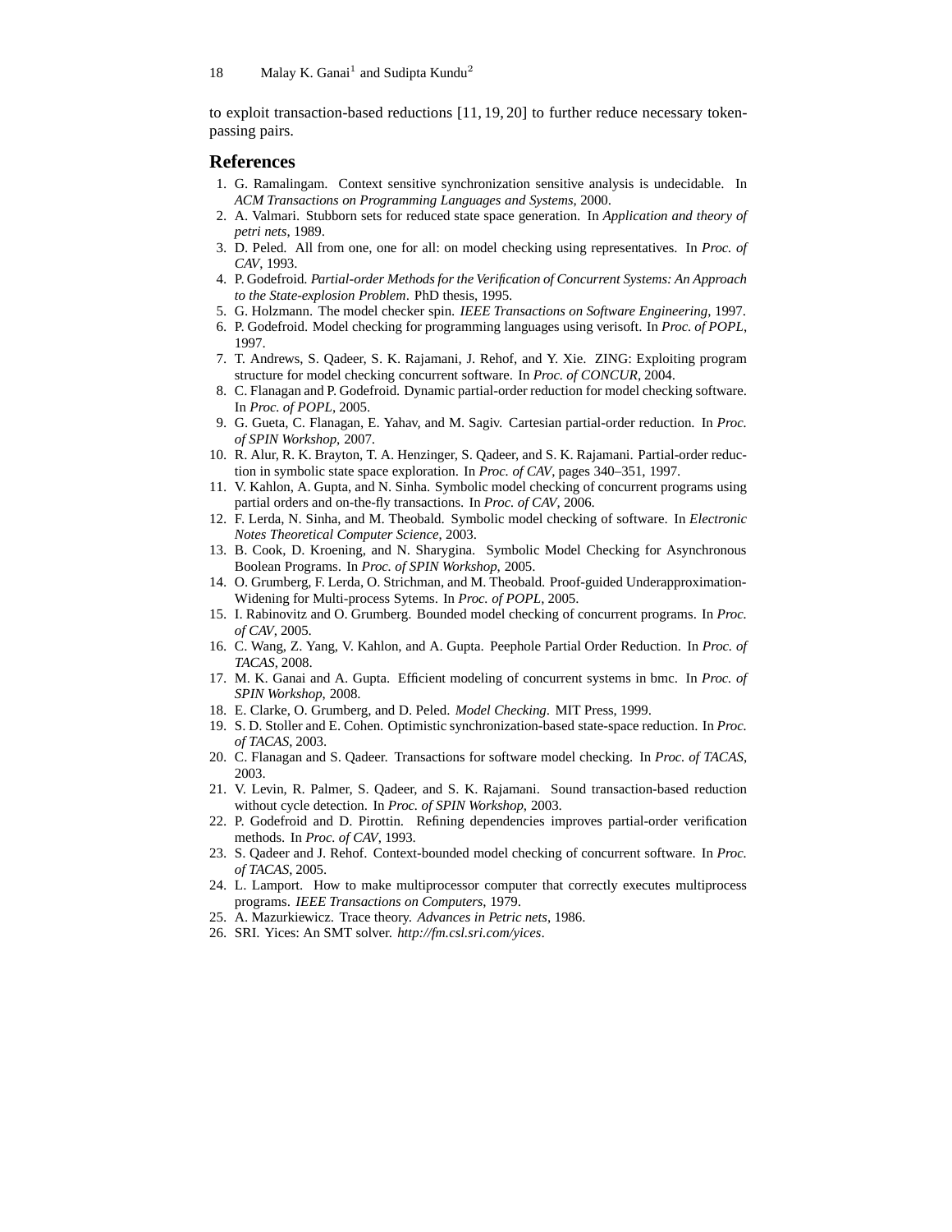to exploit transaction-based reductions [11, 19, 20] to further reduce necessary token-passing pairs.

## References

1. G. Ramalingam. Context sensitive synchronization sensitive analysis is undecidable. In *ACM Transactions on Programming Languages and Systems*, 2000.
2. A. Valmari. Stubborn sets for reduced state space generation. In *Application and theory of petri nets*, 1989.
3. D. Peled. All from one, one for all: on model checking using representatives. In *Proc. of CAV*, 1993.
4. P. Godefroid. *Partial-order Methods for the Verification of Concurrent Systems: An Approach to the State-explosion Problem*. PhD thesis, 1995.
5. G. Holzmann. The model checker spin. *IEEE Transactions on Software Engineering*, 1997.
6. P. Godefroid. Model checking for programming languages using verisoft. In *Proc. of POPL*, 1997.
7. T. Andrews, S. Qadeer, S. K. Rajamani, J. Rehof, and Y. Xie. ZING: Exploiting program structure for model checking concurrent software. In *Proc. of CONCUR*, 2004.
8. C. Flanagan and P. Godefroid. Dynamic partial-order reduction for model checking software. In *Proc. of POPL*, 2005.
9. G. Gueta, C. Flanagan, E. Yahav, and M. Sagiv. Cartesian partial-order reduction. In *Proc. of SPIN Workshop*, 2007.
10. R. Alur, R. K. Brayton, T. A. Henzinger, S. Qadeer, and S. K. Rajamani. Partial-order reduction in symbolic state space exploration. In *Proc. of CAV*, pages 340–351, 1997.
11. V. Kahlon, A. Gupta, and N. Sinha. Symbolic model checking of concurrent programs using partial orders and on-the-fly transactions. In *Proc. of CAV*, 2006.
12. F. Lerda, N. Sinha, and M. Theobald. Symbolic model checking of software. In *Electronic Notes Theoretical Computer Science*, 2003.
13. B. Cook, D. Kroening, and N. Sharygina. Symbolic Model Checking for Asynchronous Boolean Programs. In *Proc. of SPIN Workshop*, 2005.
14. O. Grumberg, F. Lerda, O. Strichman, and M. Theobald. Proof-guided Underapproximation-Widening for Multi-process Sytems. In *Proc. of POPL*, 2005.
15. I. Rabinovitz and O. Grumberg. Bounded model checking of concurrent programs. In *Proc. of CAV*, 2005.
16. C. Wang, Z. Yang, V. Kahlon, and A. Gupta. Peephole Partial Order Reduction. In *Proc. of TACAS*, 2008.
17. M. K. Ganai and A. Gupta. Efficient modeling of concurrent systems in bmc. In *Proc. of SPIN Workshop*, 2008.
18. E. Clarke, O. Grumberg, and D. Peled. *Model Checking*. MIT Press, 1999.
19. S. D. Stoller and E. Cohen. Optimistic synchronization-based state-space reduction. In *Proc. of TACAS*, 2003.
20. C. Flanagan and S. Qadeer. Transactions for software model checking. In *Proc. of TACAS*, 2003.
21. V. Levin, R. Palmer, S. Qadeer, and S. K. Rajamani. Sound transaction-based reduction without cycle detection. In *Proc. of SPIN Workshop*, 2003.
22. P. Godefroid and D. Pirottin. Refining dependencies improves partial-order verification methods. In *Proc. of CAV*, 1993.
23. S. Qadeer and J. Rehof. Context-bounded model checking of concurrent software. In *Proc. of TACAS*, 2005.
24. L. Lamport. How to make multiprocessor computer that correctly executes multiprocess programs. *IEEE Transactions on Computers*, 1979.
25. A. Mazurkiewicz. Trace theory. *Advances in Petric nets*, 1986.
26. SRI. Yices: An SMT solver. *http://fm.csl.sri.com/yices*.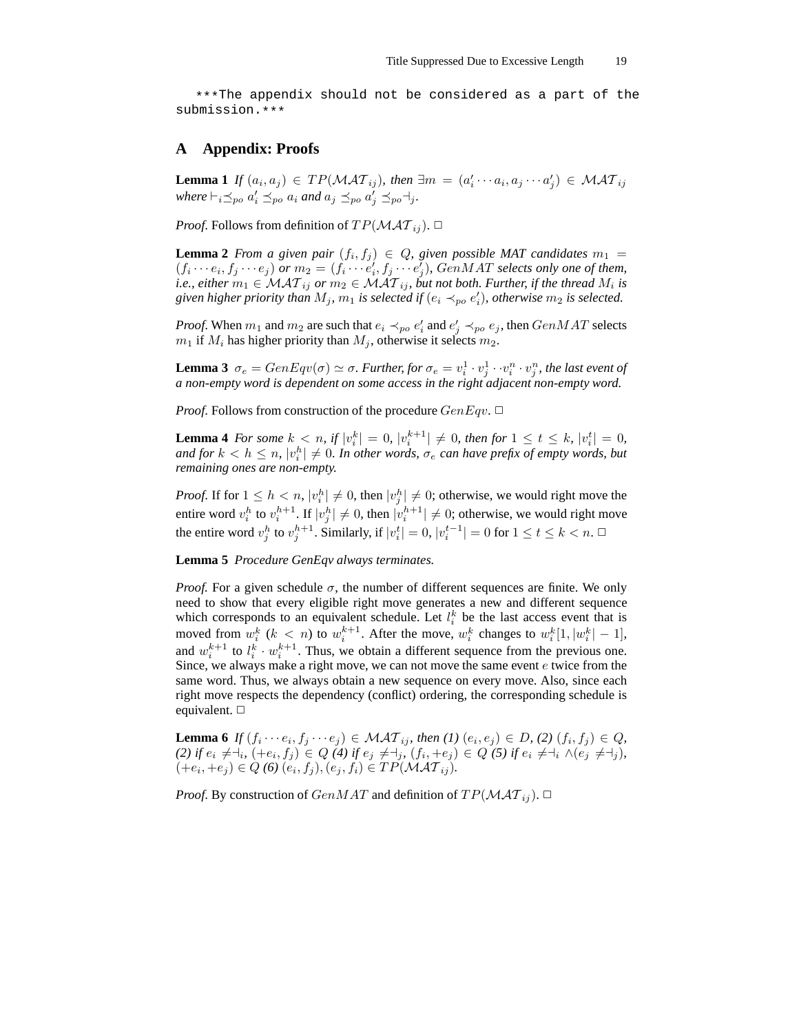\*\*\*The appendix should not be considered as a part of the submission.\*\*\*

## A Appendix: Proofs

**Lemma 1** *If $(a_i, a_j) \in TP(\mathcal{MAT}_{ij})$, then $\exists m = (a'_i \cdots a_i, a_j \cdots a'_j) \in \mathcal{MAT}_{ij}$ where $\vdash_i \preceq_{po} a'_i \preceq_{po} a_i$ and $a_j \preceq_{po} a'_j \preceq_{po} \dashv_j$.*

*Proof.* Follows from definition of $TP(\mathcal{MAT}_{ij})$. □

**Lemma 2** *From a given pair $(f_i, f_j) \in Q$, given possible MAT candidates $m_1 = (f_i \cdots e_i, f_j \cdots e_j)$ or $m_2 = (f_i \cdots e'_i, f_j \cdots e'_j)$, $GenMAT$ selects only one of them, i.e., either $m_1 \in \mathcal{MAT}_{ij}$ or $m_2 \in \mathcal{MAT}_{ij}$, but not both. Further, if the thread $M_i$ is given higher priority than $M_j$, $m_1$ is selected if $(e_i \prec_{po} e'_i)$, otherwise $m_2$ is selected.*

*Proof.* When $m_1$ and $m_2$ are such that $e_i \prec_{po} e'_i$ and $e'_j \prec_{po} e_j$, then $GenMAT$ selects $m_1$ if $M_i$ has higher priority than $M_j$, otherwise it selects $m_2$.

**Lemma 3** *$\sigma_e = GenEqv(\sigma) \simeq \sigma$. Further, for $\sigma_e = v_i^1 \cdot v_j^1 \cdot \cdot v_i^n \cdot v_j^n$, the last event of a non-empty word is dependent on some access in the right adjacent non-empty word.*

*Proof.* Follows from construction of the procedure $GenEqv$. □

**Lemma 4** *For some $k < n$, if $|v_i^k| = 0$, $|v_i^{k+1}| \neq 0$, then for $1 \leq t \leq k$, $|v_i^t| = 0$, and for $k < h \leq n$, $|v_i^h| \neq 0$. In other words, $\sigma_e$ can have prefix of empty words, but remaining ones are non-empty.*

*Proof.* If for $1 \leq h < n$, $|v_i^h| \neq 0$, then $|v_j^h| \neq 0$; otherwise, we would right move the entire word $v_i^h$ to $v_i^{h+1}$. If $|v_j^h| \neq 0$, then $|v_i^{h+1}| \neq 0$; otherwise, we would right move the entire word $v_j^h$ to $v_j^{h+1}$. Similarly, if $|v_i^t| = 0$, $|v_i^{t-1}| = 0$ for $1 \leq t \leq k < n$. □

**Lemma 5** *Procedure GenEqv always terminates.*

*Proof.* For a given schedule $\sigma$, the number of different sequences are finite. We only need to show that every eligible right move generates a new and different sequence which corresponds to an equivalent schedule. Let $l_i^k$ be the last access event that is moved from $w_i^k$ ($k < n$) to $w_i^{k+1}$. After the move, $w_i^k$ changes to $w_i^k[1, |w_i^k| - 1]$, and $w_i^{k+1}$ to $l_i^k \cdot w_i^{k+1}$. Thus, we obtain a different sequence from the previous one. Since, we always make a right move, we can not move the same event $e$ twice from the same word. Thus, we always obtain a new sequence on every move. Also, since each right move respects the dependency (conflict) ordering, the corresponding schedule is equivalent. □

**Lemma 6** *If $(f_i \cdots e_i, f_j \cdots e_j) \in \mathcal{MAT}_{ij}$, then (1) $(e_i, e_j) \in D$, (2) $(f_i, f_j) \in Q$, (2) if $e_i \neq \dashv_i$, $(+e_i, f_j) \in Q$ (4) if $e_j \neq \dashv_j$, $(f_i, +e_j) \in Q$ (5) if $e_i \neq \dashv_i \wedge (e_j \neq \dashv_j)$, $(+e_i, +e_j) \in Q$ (6) $(e_i, f_j), (e_j, f_i) \in TP(\mathcal{MAT}_{ij})$.*

*Proof.* By construction of $GenMAT$ and definition of $TP(\mathcal{MAT}_{ij})$. □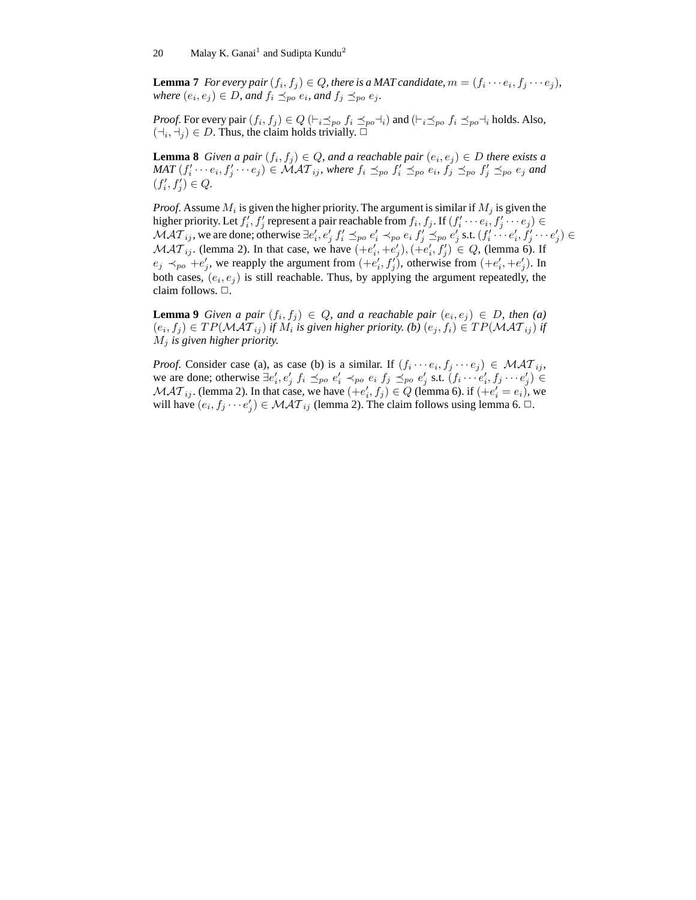**Lemma 7** *For every pair $(f_i, f_j) \in Q$, there is a MAT candidate, $m = (f_i \cdots e_i, f_j \cdots e_j)$, where $(e_i, e_j) \in D$, and $f_i \preceq_{po} e_i$, and $f_j \preceq_{po} e_j$.*

*Proof.* For every pair $(f_i, f_j) \in Q$ $(\vdash_i \preceq_{po} f_i \preceq_{po} \dashv_i)$ and $(\vdash_i \preceq_{po} f_i \preceq_{po} \dashv_i$ holds. Also, $(\dashv_i, \dashv_j) \in D$. Thus, the claim holds trivially. □

**Lemma 8** *Given a pair $(f_i, f_j) \in Q$, and a reachable pair $(e_i, e_j) \in D$ there exists a MAT $(f'_i \cdots e_i, f'_j \cdots e_j) \in \mathcal{MAT}_{ij}$, where $f_i \preceq_{po} f'_i \preceq_{po} e_i$, $f_j \preceq_{po} f'_j \preceq_{po} e_j$ and $(f'_i, f'_j) \in Q$.*

*Proof.* Assume $M_i$ is given the higher priority. The argument is similar if $M_j$ is given the higher priority. Let $f'_i, f'_j$ represent a pair reachable from $f_i, f_j$. If $(f'_i \cdots e_i, f'_j \cdots e_j) \in \mathcal{MAT}_{ij}$, we are done; otherwise $\exists e'_i, e'_j$ $f'_i \preceq_{po} e'_i \prec_{po} e_i$ $f'_j \preceq_{po} e'_j$ s.t. $(f'_i \cdots e'_i, f'_j \cdots e'_j) \in \mathcal{MAT}_{ij}$. (lemma 2). In that case, we have $(+e'_i, +e'_j), (+e'_i, f'_j) \in Q$, (lemma 6). If $e_j \prec_{po} +e'_j$, we reapply the argument from $(+e'_i, f'_j)$, otherwise from $(+e'_i, +e'_j)$. In both cases, $(e_i, e_j)$ is still reachable. Thus, by applying the argument repeatedly, the claim follows. □.

**Lemma 9** *Given a pair $(f_i, f_j) \in Q$, and a reachable pair $(e_i, e_j) \in D$, then (a) $(e_i, f_j) \in TP(\mathcal{MAT}_{ij})$ if $M_i$ is given higher priority. (b) $(e_j, f_i) \in TP(\mathcal{MAT}_{ij})$ if $M_j$ is given higher priority.*

*Proof.* Consider case (a), as case (b) is a similar. If $(f_i \cdots e_i, f_j \cdots e_j) \in \mathcal{MAT}_{ij}$, we are done; otherwise $\exists e'_i, e'_j$ $f_i \preceq_{po} e'_i \prec_{po} e_i$ $f_j \preceq_{po} e'_j$ s.t. $(f_i \cdots e'_i, f_j \cdots e'_j) \in \mathcal{MAT}_{ij}$. (lemma 2). In that case, we have $(+e'_i, f_j) \in Q$ (lemma 6). if $(+e'_i = e_i)$, we will have $(e_i, f_j \cdots e'_j) \in \mathcal{MAT}_{ij}$ (lemma 2). The claim follows using lemma 6. □.